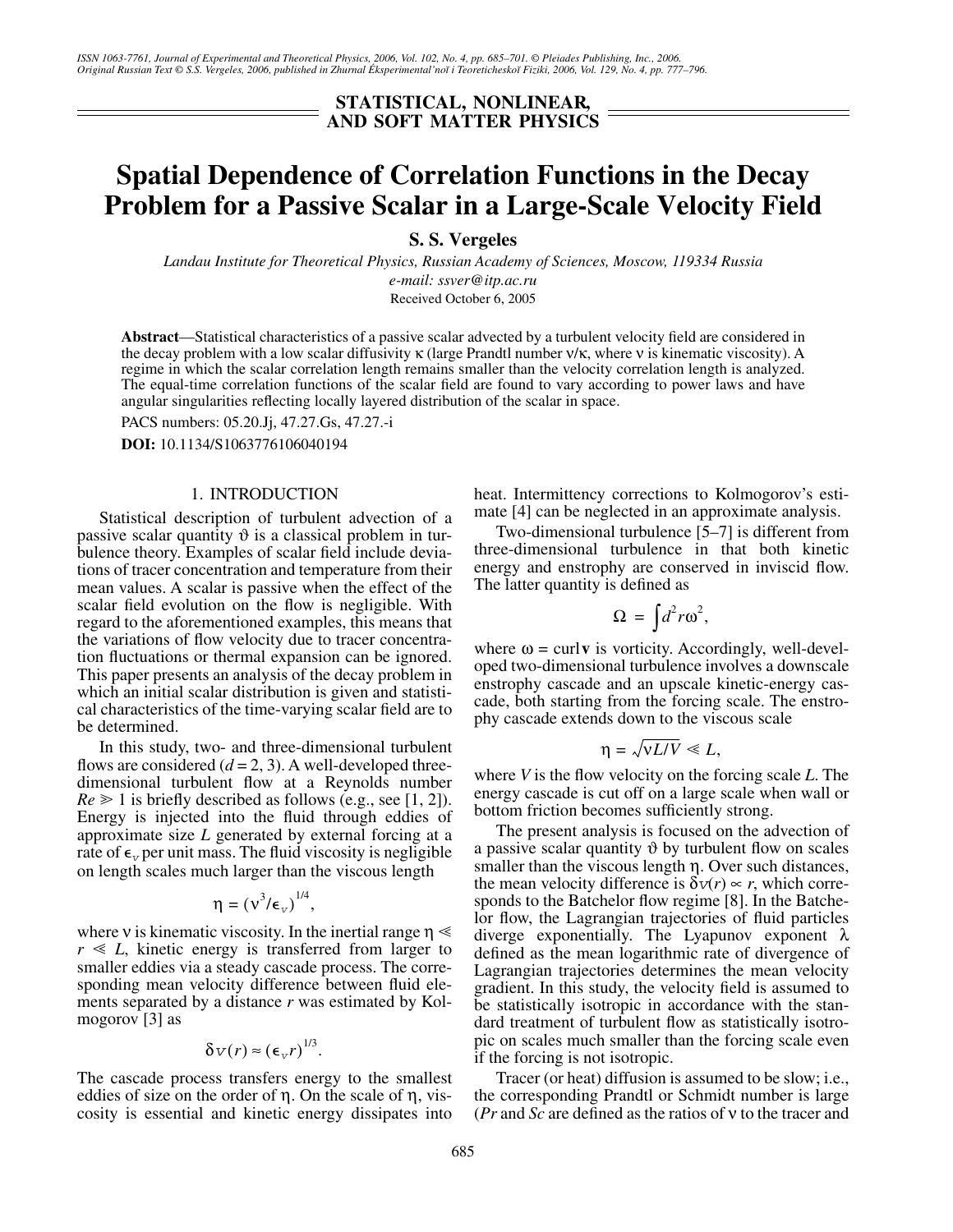STATISTICAL, NONLINEAR, AND SOFT MATTER PHYSICS

# Spatial Dependence of Correlation Functions in the Decay Problem for a Passive Scalar in a Large-Scale Velocity Field

**S. S. Vergeles**

*Landau Institute for Theoretical Physics, Russian Academy of Sciences, Moscow, 119334 Russia*
*e-mail: ssver@itp.ac.ru*
Received October 6, 2005

**Abstract**—Statistical characteristics of a passive scalar advected by a turbulent velocity field are considered in the decay problem with a low scalar diffusivity $\kappa$ (large Prandtl number $\nu/\kappa$, where $\nu$ is kinematic viscosity). A regime in which the scalar correlation length remains smaller than the velocity correlation length is analyzed. The equal-time correlation functions of the scalar field are found to vary according to power laws and have angular singularities reflecting locally layered distribution of the scalar in space.

PACS numbers: 05.20.Jj, 47.27.Gs, 47.27.-i

**DOI:** 10.1134/S1063776106040194

## 1. INTRODUCTION

Statistical description of turbulent advection of a passive scalar quantity $\vartheta$ is a classical problem in turbulence theory. Examples of scalar field include deviations of tracer concentration and temperature from their mean values. A scalar is passive when the effect of the scalar field evolution on the flow is negligible. With regard to the aforementioned examples, this means that the variations of flow velocity due to tracer concentration fluctuations or thermal expansion can be ignored. This paper presents an analysis of the decay problem in which an initial scalar distribution is given and statistical characteristics of the time-varying scalar field are to be determined.

In this study, two- and three-dimensional turbulent flows are considered ($d = 2, 3$). A well-developed three-dimensional turbulent flow at a Reynolds number $Re \gg 1$ is briefly described as follows (e.g., see [1, 2]). Energy is injected into the fluid through eddies of approximate size $L$ generated by external forcing at a rate of $\epsilon_v$ per unit mass. The fluid viscosity is negligible on length scales much larger than the viscous length

$$\eta = (\nu^3/\epsilon_v)^{1/4},$$

where $\nu$ is kinematic viscosity. In the inertial range $\eta \ll r \ll L$, kinetic energy is transferred from larger to smaller eddies via a steady cascade process. The corresponding mean velocity difference between fluid elements separated by a distance $r$ was estimated by Kolmogorov [3] as

$$\delta v(r) \approx (\epsilon_v r)^{1/3}.$$

The cascade process transfers energy to the smallest eddies of size on the order of $\eta$. On the scale of $\eta$, viscosity is essential and kinetic energy dissipates into heat. Intermittency corrections to Kolmogorov's estimate [4] can be neglected in an approximate analysis.

Two-dimensional turbulence [5–7] is different from three-dimensional turbulence in that both kinetic energy and enstrophy are conserved in inviscid flow. The latter quantity is defined as

$$\Omega = \int d^2 r \omega^2,$$

where $\omega = \operatorname{curl}\mathbf{v}$ is vorticity. Accordingly, well-developed two-dimensional turbulence involves a downscale enstrophy cascade and an upscale kinetic-energy cascade, both starting from the forcing scale. The enstrophy cascade extends down to the viscous scale

$$\eta = \sqrt{\nu L/V} \ll L,$$

where $V$ is the flow velocity on the forcing scale $L$. The energy cascade is cut off on a large scale when wall or bottom friction becomes sufficiently strong.

The present analysis is focused on the advection of a passive scalar quantity $\vartheta$ by turbulent flow on scales smaller than the viscous length $\eta$. Over such distances, the mean velocity difference is $\delta v(r) \propto r$, which corresponds to the Batchelor flow regime [8]. In the Batchelor flow, the Lagrangian trajectories of fluid particles diverge exponentially. The Lyapunov exponent $\lambda$ defined as the mean logarithmic rate of divergence of Lagrangian trajectories determines the mean velocity gradient. In this study, the velocity field is assumed to be statistically isotropic in accordance with the standard treatment of turbulent flow as statistically isotropic on scales much smaller than the forcing scale even if the forcing is not isotropic.

Tracer (or heat) diffusion is assumed to be slow; i.e., the corresponding Prandtl or Schmidt number is large ($Pr$ and $Sc$ are defined as the ratios of $\nu$ to the tracer and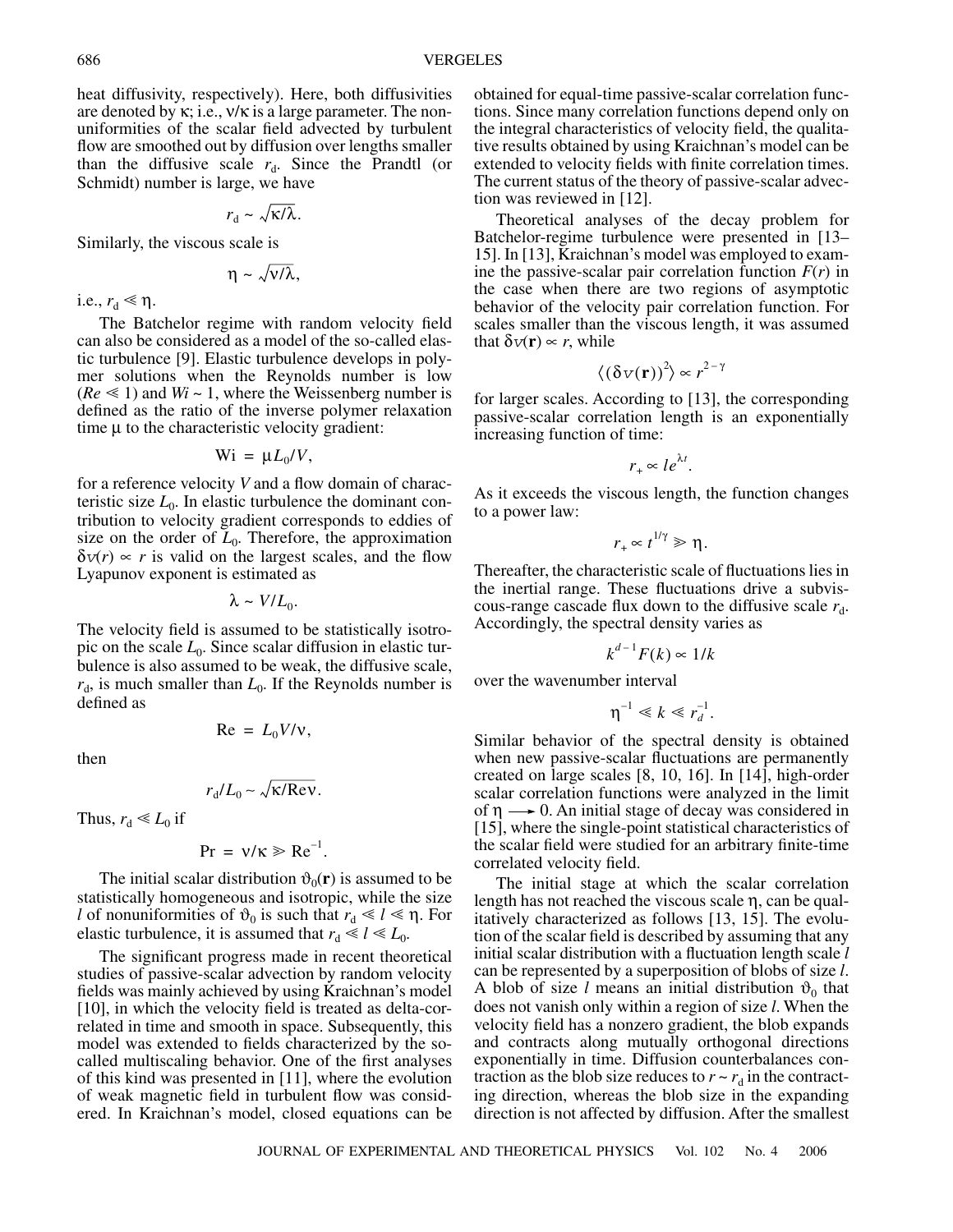heat diffusivity, respectively). Here, both diffusivities are denoted by $\kappa$; i.e., $\nu/\kappa$ is a large parameter. The nonuniformities of the scalar field advected by turbulent flow are smoothed out by diffusion over lengths smaller than the diffusive scale $r_d$. Since the Prandtl (or Schmidt) number is large, we have

$$r_d \sim \sqrt{\kappa/\lambda}.$$

Similarly, the viscous scale is

$$\eta \sim \sqrt{\nu/\lambda},$$

i.e., $r_d \ll \eta$.

The Batchelor regime with random velocity field can also be considered as a model of the so-called elastic turbulence [9]. Elastic turbulence develops in polymer solutions when the Reynolds number is low ($Re \ll 1$) and $Wi \sim 1$, where the Weissenberg number is defined as the ratio of the inverse polymer relaxation time $\mu$ to the characteristic velocity gradient:

$$\mathrm{Wi} = \mu L_0/V,$$

for a reference velocity $V$ and a flow domain of characteristic size $L_0$. In elastic turbulence the dominant contribution to velocity gradient corresponds to eddies of size on the order of $L_0$. Therefore, the approximation $\delta v(r) \propto r$ is valid on the largest scales, and the flow Lyapunov exponent is estimated as

$$\lambda \sim V/L_0.$$

The velocity field is assumed to be statistically isotropic on the scale $L_0$. Since scalar diffusion in elastic turbulence is also assumed to be weak, the diffusive scale, $r_d$, is much smaller than $L_0$. If the Reynolds number is defined as

$$\mathrm{Re} = L_0V/\nu,$$

then

$$r_d/L_0 \sim \sqrt{\kappa/\mathrm{Re}\nu}.$$

Thus, $r_d \ll L_0$ if

$$\mathrm{Pr} = \nu/\kappa \gg \mathrm{Re}^{-1}.$$

The initial scalar distribution $\vartheta_0(\mathbf{r})$ is assumed to be statistically homogeneous and isotropic, while the size $l$ of nonuniformities of $\vartheta_0$ is such that $r_d \ll l \ll \eta$. For elastic turbulence, it is assumed that $r_d \ll l \ll L_0$.

The significant progress made in recent theoretical studies of passive-scalar advection by random velocity fields was mainly achieved by using Kraichnan's model [10], in which the velocity field is treated as delta-correlated in time and smooth in space. Subsequently, this model was extended to fields characterized by the so-called multiscaling behavior. One of the first analyses of this kind was presented in [11], where the evolution of weak magnetic field in turbulent flow was considered. In Kraichnan's model, closed equations can be obtained for equal-time passive-scalar correlation functions. Since many correlation functions depend only on the integral characteristics of velocity field, the qualitative results obtained by using Kraichnan's model can be extended to velocity fields with finite correlation times. The current status of the theory of passive-scalar advection was reviewed in [12].

Theoretical analyses of the decay problem for Batchelor-regime turbulence were presented in [13–15]. In [13], Kraichnan's model was employed to examine the passive-scalar pair correlation function $F(r)$ in the case when there are two regions of asymptotic behavior of the velocity pair correlation function. For scales smaller than the viscous length, it was assumed that $\delta v(\mathbf{r}) \propto r$, while

$$\langle(\delta v(\mathbf{r}))^2\rangle \propto r^{2-\gamma}$$

for larger scales. According to [13], the corresponding passive-scalar correlation length is an exponentially increasing function of time:

$$r_+ \propto le^{\lambda t}.$$

As it exceeds the viscous length, the function changes to a power law:

$$r_+ \propto t^{1/\gamma} \gg \eta.$$

Thereafter, the characteristic scale of fluctuations lies in the inertial range. These fluctuations drive a subviscous-range cascade flux down to the diffusive scale $r_d$. Accordingly, the spectral density varies as

$$k^{d-1}F(k) \propto 1/k$$

over the wavenumber interval

$$\eta^{-1} \ll k \ll r_d^{-1}.$$

Similar behavior of the spectral density is obtained when new passive-scalar fluctuations are permanently created on large scales [8, 10, 16]. In [14], high-order scalar correlation functions were analyzed in the limit of $\eta \longrightarrow 0$. An initial stage of decay was considered in [15], where the single-point statistical characteristics of the scalar field were studied for an arbitrary finite-time correlated velocity field.

The initial stage at which the scalar correlation length has not reached the viscous scale $\eta$, can be qualitatively characterized as follows [13, 15]. The evolution of the scalar field is described by assuming that any initial scalar distribution with a fluctuation length scale $l$ can be represented by a superposition of blobs of size $l$. A blob of size $l$ means an initial distribution $\vartheta_0$ that does not vanish only within a region of size $l$. When the velocity field has a nonzero gradient, the blob expands and contracts along mutually orthogonal directions exponentially in time. Diffusion counterbalances contraction as the blob size reduces to $r \sim r_d$ in the contracting direction, whereas the blob size in the expanding direction is not affected by diffusion. After the smallest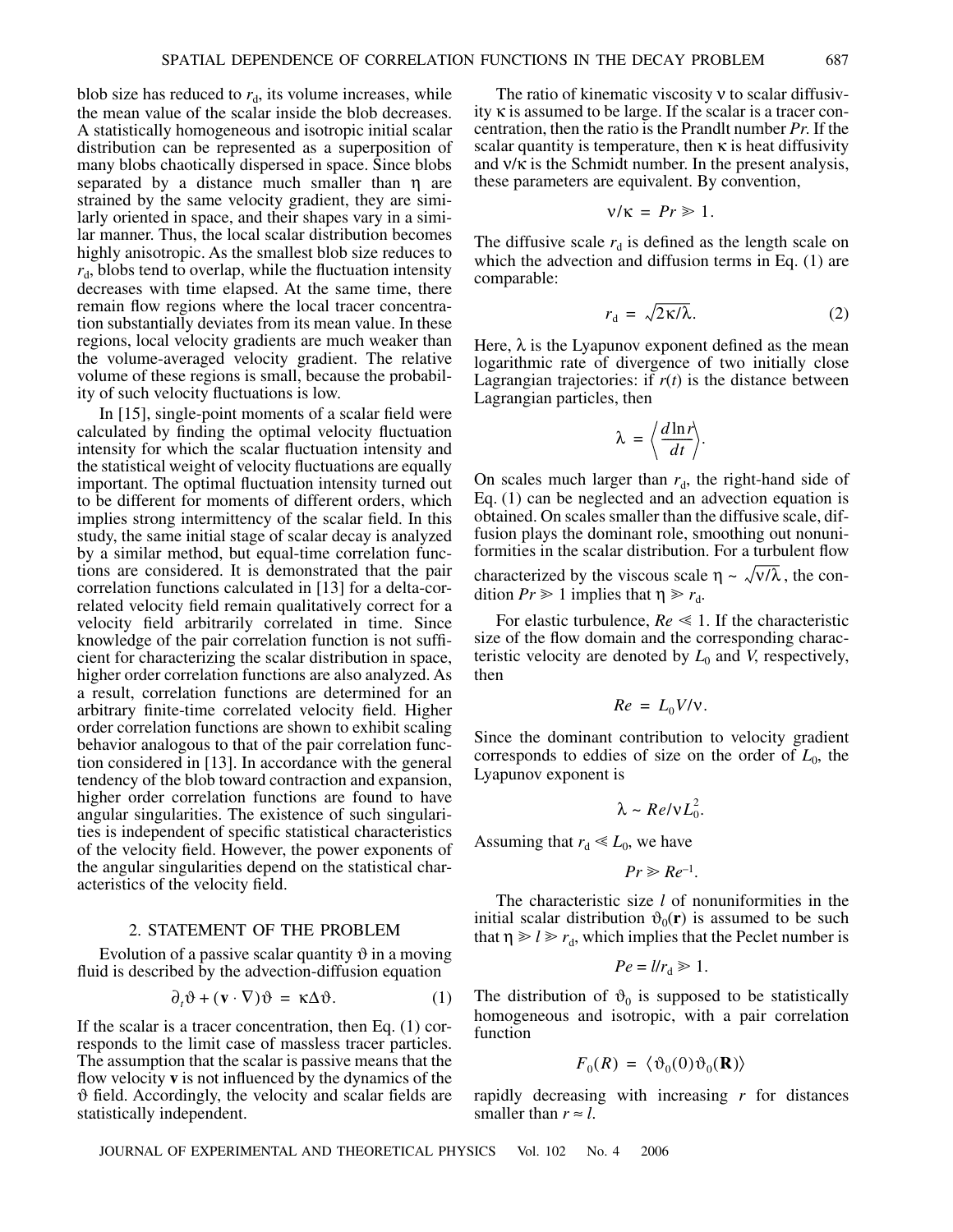blob size has reduced to $r_d$, its volume increases, while the mean value of the scalar inside the blob decreases. A statistically homogeneous and isotropic initial scalar distribution can be represented as a superposition of many blobs chaotically dispersed in space. Since blobs separated by a distance much smaller than $\eta$ are strained by the same velocity gradient, they are similarly oriented in space, and their shapes vary in a similar manner. Thus, the local scalar distribution becomes highly anisotropic. As the smallest blob size reduces to $r_d$, blobs tend to overlap, while the fluctuation intensity decreases with time elapsed. At the same time, there remain flow regions where the local tracer concentration substantially deviates from its mean value. In these regions, local velocity gradients are much weaker than the volume-averaged velocity gradient. The relative volume of these regions is small, because the probability of such velocity fluctuations is low.

In [15], single-point moments of a scalar field were calculated by finding the optimal velocity fluctuation intensity for which the scalar fluctuation intensity and the statistical weight of velocity fluctuations are equally important. The optimal fluctuation intensity turned out to be different for moments of different orders, which implies strong intermittency of the scalar field. In this study, the same initial stage of scalar decay is analyzed by a similar method, but equal-time correlation functions are considered. It is demonstrated that the pair correlation functions calculated in [13] for a delta-correlated velocity field remain qualitatively correct for a velocity field arbitrarily correlated in time. Since knowledge of the pair correlation function is not sufficient for characterizing the scalar distribution in space, higher order correlation functions are also analyzed. As a result, correlation functions are determined for an arbitrary finite-time correlated velocity field. Higher order correlation functions are shown to exhibit scaling behavior analogous to that of the pair correlation function considered in [13]. In accordance with the general tendency of the blob toward contraction and expansion, higher order correlation functions are found to have angular singularities. The existence of such singularities is independent of specific statistical characteristics of the velocity field. However, the power exponents of the angular singularities depend on the statistical characteristics of the velocity field.

## 2. STATEMENT OF THE PROBLEM

Evolution of a passive scalar quantity $\vartheta$ in a moving fluid is described by the advection-diffusion equation

$$\partial_t \vartheta + (\mathbf{v} \cdot \nabla)\vartheta = \kappa \Delta \vartheta. \tag{1}$$

If the scalar is a tracer concentration, then Eq. (1) corresponds to the limit case of massless tracer particles. The assumption that the scalar is passive means that the flow velocity $\mathbf{v}$ is not influenced by the dynamics of the $\vartheta$ field. Accordingly, the velocity and scalar fields are statistically independent.

The ratio of kinematic viscosity $\nu$ to scalar diffusivity $\kappa$ is assumed to be large. If the scalar is a tracer concentration, then the ratio is the Prandlt number $Pr$. If the scalar quantity is temperature, then $\kappa$ is heat diffusivity and $\nu/\kappa$ is the Schmidt number. In the present analysis, these parameters are equivalent. By convention,

$$\nu/\kappa = Pr \gg 1.$$

The diffusive scale $r_d$ is defined as the length scale on which the advection and diffusion terms in Eq. (1) are comparable:

$$r_d = \sqrt{2\kappa/\lambda}. \tag{2}$$

Here, $\lambda$ is the Lyapunov exponent defined as the mean logarithmic rate of divergence of two initially close Lagrangian trajectories: if $r(t)$ is the distance between Lagrangian particles, then

$$\lambda = \left\langle \frac{d\ln r}{dt} \right\rangle.$$

On scales much larger than $r_d$, the right-hand side of Eq. (1) can be neglected and an advection equation is obtained. On scales smaller than the diffusive scale, diffusion plays the dominant role, smoothing out nonuniformities in the scalar distribution. For a turbulent flow characterized by the viscous scale $\eta \sim \sqrt{\nu/\lambda}$, the condition $Pr \gg 1$ implies that $\eta \gg r_d$.

For elastic turbulence, $Re \ll 1$. If the characteristic size of the flow domain and the corresponding characteristic velocity are denoted by $L_0$ and $V$, respectively, then

$$Re = L_0 V/\nu.$$

Since the dominant contribution to velocity gradient corresponds to eddies of size on the order of $L_0$, the Lyapunov exponent is

$$\lambda \sim Re/\nu L_0^2.$$

Assuming that $r_d \ll L_0$, we have

$$Pr \gg Re^{-1}.$$

The characteristic size $l$ of nonuniformities in the initial scalar distribution $\vartheta_0(\mathbf{r})$ is assumed to be such that $\eta \gg l \gg r_d$, which implies that the Peclet number is

$$Pe = l/r_d \gg 1.$$

The distribution of $\vartheta_0$ is supposed to be statistically homogeneous and isotropic, with a pair correlation function

$$F_0(R) = \langle \vartheta_0(0)\vartheta_0(\mathbf{R}) \rangle$$

rapidly decreasing with increasing $r$ for distances smaller than $r \approx l$.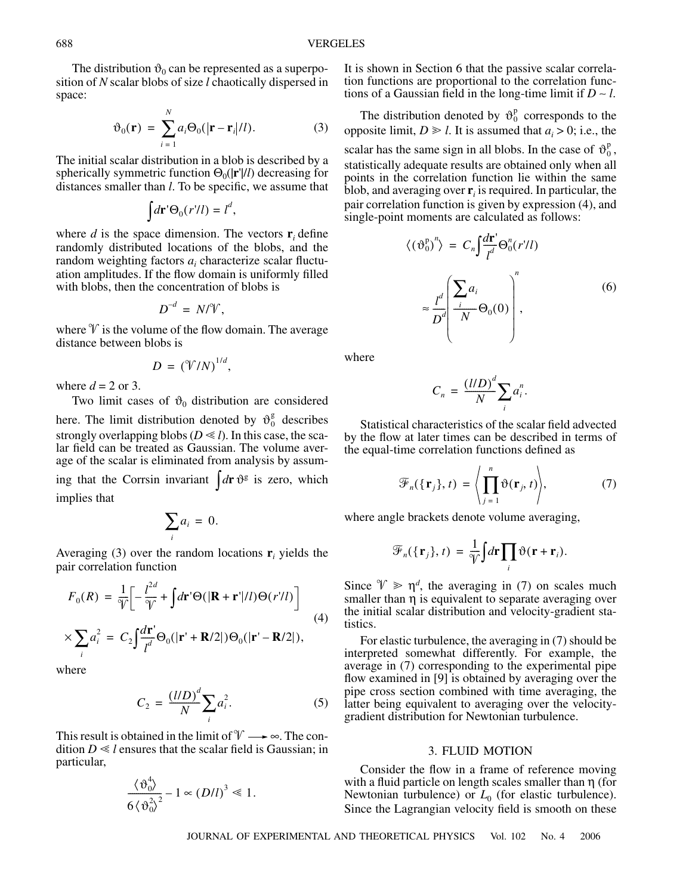The distribution $\vartheta_0$ can be represented as a superposition of $N$ scalar blobs of size $l$ chaotically dispersed in space:

$$\vartheta_0(\mathbf{r}) = \sum_{i=1}^{N} a_i \Theta_0(|\mathbf{r} - \mathbf{r}_i|/l). \tag{3}$$

The initial scalar distribution in a blob is described by a spherically symmetric function $\Theta_0(|\mathbf{r}'|/l)$ decreasing for distances smaller than $l$. To be specific, we assume that

$$\int d\mathbf{r}' \Theta_0(r'/l) = l^d,$$

where $d$ is the space dimension. The vectors $\mathbf{r}_i$ define randomly distributed locations of the blobs, and the random weighting factors $a_i$ characterize scalar fluctuation amplitudes. If the flow domain is uniformly filled with blobs, then the concentration of blobs is

$$D^{-d} = N/\mathcal{V},$$

where $\mathcal{V}$ is the volume of the flow domain. The average distance between blobs is

$$D = (\mathcal{V}/N)^{1/d},$$

where $d = 2$ or 3.

Two limit cases of $\vartheta_0$ distribution are considered here. The limit distribution denoted by $\vartheta_0^{\mathrm{g}}$ describes strongly overlapping blobs ($D \ll l$). In this case, the scalar field can be treated as Gaussian. The volume average of the scalar is eliminated from analysis by assuming that the Corrsin invariant $\int d\mathbf{r}\, \vartheta^{\mathrm{g}}$ is zero, which implies that

$$\sum_i a_i = 0.$$

Averaging (3) over the random locations $\mathbf{r}_i$ yields the pair correlation function

$$\begin{aligned} F_0(R) &= \frac{1}{\mathcal{V}}\left[-\frac{l^{2d}}{\mathcal{V}} + \int d\mathbf{r}' \Theta(|\mathbf{R} + \mathbf{r}'|/l)\Theta(r'/l)\right] \\ &\times \sum_i a_i^2 = C_2 \int \frac{d\mathbf{r}'}{l^d} \Theta_0(|\mathbf{r}' + \mathbf{R}/2|)\Theta_0(|\mathbf{r}' - \mathbf{R}/2|), \end{aligned} \tag{4}$$

where

$$C_2 = \frac{(l/D)^d}{N} \sum_i a_i^2. \tag{5}$$

This result is obtained in the limit of $\mathcal{V} \longrightarrow \infty$. The condition $D \ll l$ ensures that the scalar field is Gaussian; in particular,

$$\frac{\langle \vartheta_0^4 \rangle}{6\langle \vartheta_0^2 \rangle^2} - 1 \propto (D/l)^3 \ll 1.$$

It is shown in Section 6 that the passive scalar correlation functions are proportional to the correlation functions of a Gaussian field in the long-time limit if $D \sim l$.

The distribution denoted by $\vartheta_0^{\mathrm{p}}$ corresponds to the opposite limit, $D \gg l$. It is assumed that $a_i > 0$; i.e., the scalar has the same sign in all blobs. In the case of $\vartheta_0^{\mathrm{p}}$, statistically adequate results are obtained only when all points in the correlation function lie within the same blob, and averaging over $\mathbf{r}_i$ is required. In particular, the pair correlation function is given by expression (4), and single-point moments are calculated as follows:

$$\begin{aligned} \langle (\vartheta_0^{\mathrm{p}})^n \rangle &= C_n \int \frac{d\mathbf{r}'}{l^d} \Theta_0^n(r'/l) \\ &\approx \frac{l^d}{D^d} \left( \frac{\sum_i a_i}{N} \Theta_0(0) \right)^n, \end{aligned} \tag{6}$$

where

$$C_n = \frac{(l/D)^d}{N} \sum_i a_i^n.$$

Statistical characteristics of the scalar field advected by the flow at later times can be described in terms of the equal-time correlation functions defined as

$$\mathcal{F}_n(\{\mathbf{r}_j\}, t) = \left\langle \prod_{j=1}^{n} \vartheta(\mathbf{r}_j, t) \right\rangle, \tag{7}$$

where angle brackets denote volume averaging,

$$\mathcal{F}_n(\{\mathbf{r}_j\}, t) = \frac{1}{\mathcal{V}} \int d\mathbf{r} \prod_i \vartheta(\mathbf{r} + \mathbf{r}_i).$$

Since $\mathcal{V} \gg \eta^d$, the averaging in (7) on scales much smaller than $\eta$ is equivalent to separate averaging over the initial scalar distribution and velocity-gradient statistics.

For elastic turbulence, the averaging in (7) should be interpreted somewhat differently. For example, the average in (7) corresponding to the experimental pipe flow examined in [9] is obtained by averaging over the pipe cross section combined with time averaging, the latter being equivalent to averaging over the velocity-gradient distribution for Newtonian turbulence.

## 3. FLUID MOTION

Consider the flow in a frame of reference moving with a fluid particle on length scales smaller than $\eta$ (for Newtonian turbulence) or $L_0$ (for elastic turbulence). Since the Lagrangian velocity field is smooth on these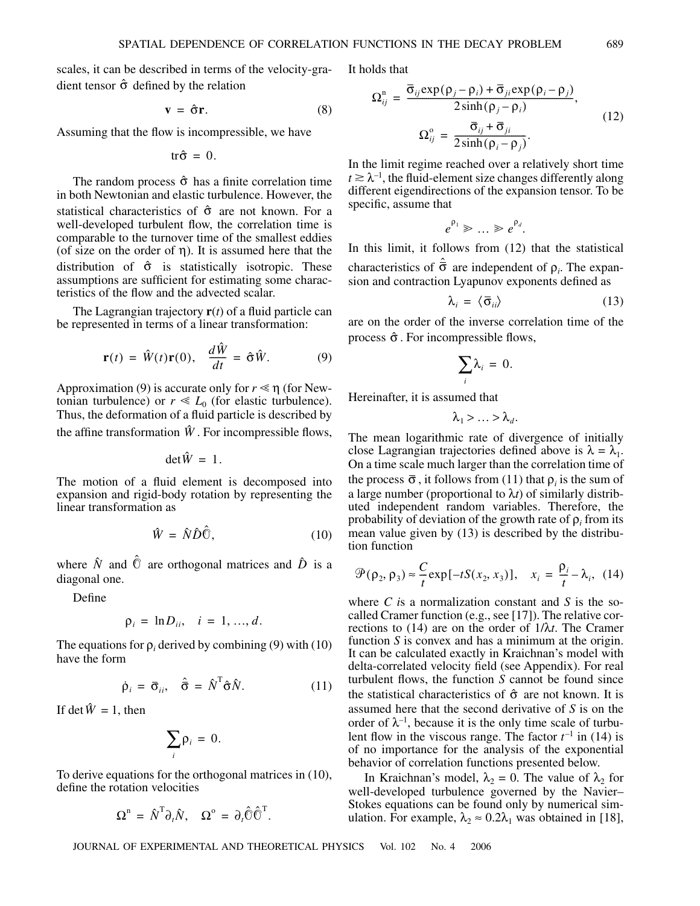scales, it can be described in terms of the velocity-gradient tensor $\hat{\sigma}$ defined by the relation

$$\mathbf{v} = \hat{\sigma}\mathbf{r}. \tag{8}$$

Assuming that the flow is incompressible, we have

$$\mathrm{tr}\hat{\sigma} = 0.$$

The random process $\hat{\sigma}$ has a finite correlation time in both Newtonian and elastic turbulence. However, the statistical characteristics of $\hat{\sigma}$ are not known. For a well-developed turbulent flow, the correlation time is comparable to the turnover time of the smallest eddies (of size on the order of $\eta$). It is assumed here that the distribution of $\hat{\sigma}$ is statistically isotropic. These assumptions are sufficient for estimating some characteristics of the flow and the advected scalar.

The Lagrangian trajectory $\mathbf{r}(t)$ of a fluid particle can be represented in terms of a linear transformation:

$$\mathbf{r}(t) = \hat{W}(t)\mathbf{r}(0), \quad \frac{d\hat{W}}{dt} = \hat{\sigma}\hat{W}. \tag{9}$$

Approximation (9) is accurate only for $r \ll \eta$ (for Newtonian turbulence) or $r \ll L_0$ (for elastic turbulence). Thus, the deformation of a fluid particle is described by the affine transformation $\hat{W}$. For incompressible flows,

$$\det\hat{W} = 1.$$

The motion of a fluid element is decomposed into expansion and rigid-body rotation by representing the linear transformation as

$$\hat{W} = \hat{N}\hat{D}\hat{\mathbb{O}}, \tag{10}$$

where $\hat{N}$ and $\hat{\mathbb{O}}$ are orthogonal matrices and $\hat{D}$ is a diagonal one.

Define

$$\rho_i = \ln D_{ii}, \quad i = 1, \ldots, d.$$

The equations for $\rho_i$ derived by combining (9) with (10) have the form

$$\dot{\rho}_i = \bar{\sigma}_{ii}, \quad \hat{\bar{\sigma}} = \hat{N}^{\mathrm{T}}\hat{\sigma}\hat{N}. \tag{11}$$

If $\det\hat{W} = 1$, then

$$\sum_i \rho_i = 0.$$

To derive equations for the orthogonal matrices in (10), define the rotation velocities

$$\Omega^{\mathrm{n}} = \hat{N}^{\mathrm{T}}\partial_t\hat{N}, \quad \Omega^{\mathrm{o}} = \partial_t\hat{\mathbb{O}}\hat{\mathbb{O}}^{\mathrm{T}}.$$

It holds that

$$\Omega^{\mathrm{n}}_{ij} = \frac{\bar{\sigma}_{ij}\exp(\rho_j - \rho_i) + \bar{\sigma}_{ji}\exp(\rho_i - \rho_j)}{2\sinh(\rho_j - \rho_i)},$$
$$\Omega^{\mathrm{o}}_{ij} = \frac{\bar{\sigma}_{ij} + \bar{\sigma}_{ji}}{2\sinh(\rho_i - \rho_j)}. \tag{12}$$

In the limit regime reached over a relatively short time $t \gtrsim \lambda^{-1}$, the fluid-element size changes differently along different eigendirections of the expansion tensor. To be specific, assume that

$$e^{\rho_1} \gg \ldots \gg e^{\rho_d}.$$

In this limit, it follows from (12) that the statistical characteristics of $\hat{\bar{\sigma}}$ are independent of $\rho_i$. The expansion and contraction Lyapunov exponents defined as

$$\lambda_i = \langle\bar{\sigma}_{ii}\rangle \tag{13}$$

are on the order of the inverse correlation time of the process $\hat{\sigma}$. For incompressible flows,

$$\sum_i \lambda_i = 0.$$

Hereinafter, it is assumed that

$$\lambda_1 > \ldots > \lambda_d.$$

The mean logarithmic rate of divergence of initially close Lagrangian trajectories defined above is $\lambda = \lambda_1$. On a time scale much larger than the correlation time of the process $\bar{\sigma}$, it follows from (11) that $\rho_i$ is the sum of a large number (proportional to $\lambda t$) of similarly distributed independent random variables. Therefore, the probability of deviation of the growth rate of $\rho_i$ from its mean value given by (13) is described by the distribution function

$$\mathcal{P}(\rho_2, \rho_3) \approx \frac{C}{t}\exp[-tS(x_2, x_3)], \quad x_i = \frac{\rho_i}{t} - \lambda_i, \tag{14}$$

where $C$ is a normalization constant and $S$ is the so-called Cramer function (e.g., see [17]). The relative corrections to (14) are on the order of $1/\lambda t$. The Cramer function $S$ is convex and has a minimum at the origin. It can be calculated exactly in Kraichnan's model with delta-correlated velocity field (see Appendix). For real turbulent flows, the function $S$ cannot be found since the statistical characteristics of $\hat{\sigma}$ are not known. It is assumed here that the second derivative of $S$ is on the order of $\lambda^{-1}$, because it is the only time scale of turbulent flow in the viscous range. The factor $t^{-1}$ in (14) is of no importance for the analysis of the exponential behavior of correlation functions presented below.

In Kraichnan's model, $\lambda_2 = 0$. The value of $\lambda_2$ for well-developed turbulence governed by the Navier–Stokes equations can be found only by numerical simulation. For example, $\lambda_2 \approx 0.2\lambda_1$ was obtained in [18],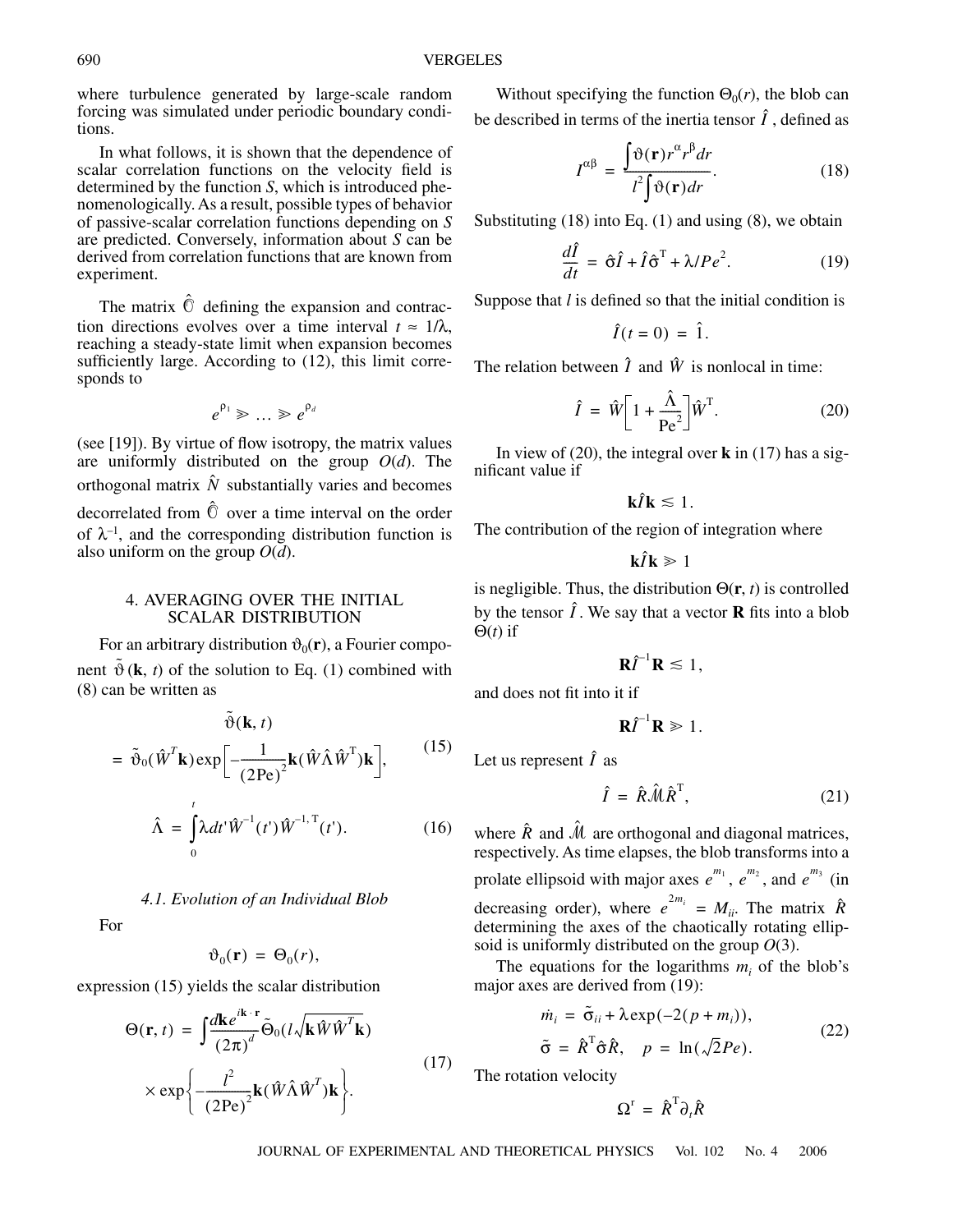where turbulence generated by large-scale random forcing was simulated under periodic boundary conditions.

In what follows, it is shown that the dependence of scalar correlation functions on the velocity field is determined by the function $S$, which is introduced phenomenologically. As a result, possible types of behavior of passive-scalar correlation functions depending on $S$ are predicted. Conversely, information about $S$ can be derived from correlation functions that are known from experiment.

The matrix $\hat{\mathbb{O}}$ defining the expansion and contraction directions evolves over a time interval $t \approx 1/\lambda$, reaching a steady-state limit when expansion becomes sufficiently large. According to (12), this limit corresponds to

$$e^{\rho_1} \gg \ldots \gg e^{\rho_d}$$

(see [19]). By virtue of flow isotropy, the matrix values are uniformly distributed on the group $O(d)$. The orthogonal matrix $\hat{N}$ substantially varies and becomes decorrelated from $\hat{\mathbb{O}}$ over a time interval on the order of $\lambda^{-1}$, and the corresponding distribution function is also uniform on the group $O(d)$.

## 4. AVERAGING OVER THE INITIAL SCALAR DISTRIBUTION

For an arbitrary distribution $\vartheta_0(\mathbf{r})$, a Fourier component $\tilde{\vartheta}(\mathbf{k}, t)$ of the solution to Eq. (1) combined with (8) can be written as

$$\begin{aligned} &\tilde{\vartheta}(\mathbf{k}, t) \\ &= \tilde{\vartheta}_0(\hat{W}^T\mathbf{k})\exp\left[-\frac{1}{(2\mathrm{Pe})^2}\mathbf{k}(\hat{W}\hat{\Lambda}\hat{W}^{\mathrm{T}})\mathbf{k}\right], \end{aligned} \tag{15}$$

$$\hat{\Lambda} = \int_0^t \lambda dt' \hat{W}^{-1}(t')\hat{W}^{-1,\mathrm{T}}(t'). \tag{16}$$

### 4.1. Evolution of an Individual Blob

For

$$\vartheta_0(\mathbf{r}) = \Theta_0(r),$$

expression (15) yields the scalar distribution

$$\begin{aligned} \Theta(\mathbf{r}, t) &= \int \frac{d\mathbf{k} e^{i\mathbf{k}\cdot\mathbf{r}}}{(2\pi)^d}\tilde{\Theta}_0(l\sqrt{\mathbf{k}\hat{W}\hat{W}^T\mathbf{k}}) \\ &\times \exp\left\{-\frac{l^2}{(2\mathrm{Pe})^2}\mathbf{k}(\hat{W}\hat{\Lambda}\hat{W}^T)\mathbf{k}\right\}. \end{aligned} \tag{17}$$

Without specifying the function $\Theta_0(r)$, the blob can be described in terms of the inertia tensor $\hat{I}$, defined as

$$I^{\alpha\beta} = \frac{\int \vartheta(\mathbf{r}) r^\alpha r^\beta dr}{l^2 \int \vartheta(\mathbf{r}) dr}. \tag{18}$$

Substituting (18) into Eq. (1) and using (8), we obtain

$$\frac{d\hat{I}}{dt} = \hat{\sigma}\hat{I} + \hat{I}\hat{\sigma}^{\mathrm{T}} + \lambda/Pe^2. \tag{19}$$

Suppose that $l$ is defined so that the initial condition is

$$\hat{I}(t=0) = \hat{1}.$$

The relation between $\hat{I}$ and $\hat{W}$ is nonlocal in time:

$$\hat{I} = \hat{W}\left[1 + \frac{\hat{\Lambda}}{\mathrm{Pe}^2}\right]\hat{W}^{\mathrm{T}}. \tag{20}$$

In view of (20), the integral over $\mathbf{k}$ in (17) has a significant value if

$$\mathbf{k}\hat{I}\mathbf{k} \lesssim 1.$$

The contribution of the region of integration where

$$\mathbf{k}\hat{I}\mathbf{k} \gg 1$$

is negligible. Thus, the distribution $\Theta(\mathbf{r}, t)$ is controlled by the tensor $\hat{I}$. We say that a vector $\mathbf{R}$ fits into a blob $\Theta(t)$ if

$$\mathbf{R}\hat{I}^{-1}\mathbf{R} \lesssim 1,$$

and does not fit into it if

$$\mathbf{R}\hat{I}^{-1}\mathbf{R} \gg 1.$$

Let us represent $\hat{I}$ as

$$\hat{I} = \hat{R}\hat{\mathcal{M}}\hat{R}^{\mathrm{T}}, \tag{21}$$

where $\hat{R}$ and $\hat{\mathcal{M}}$ are orthogonal and diagonal matrices, respectively. As time elapses, the blob transforms into a prolate ellipsoid with major axes $e^{m_1}$, $e^{m_2}$, and $e^{m_3}$ (in decreasing order), where $e^{2m_i} = M_{ii}$. The matrix $\hat{R}$ determining the axes of the chaotically rotating ellipsoid is uniformly distributed on the group $O(3)$.

The equations for the logarithms $m_i$ of the blob's major axes are derived from (19):

$$\begin{aligned} \dot{m}_i &= \tilde{\sigma}_{ii} + \lambda\exp(-2(p + m_i)), \\ \tilde{\sigma} &= \hat{R}^{\mathrm{T}}\hat{\sigma}\hat{R}, \quad p = \ln(\sqrt{2}Pe). \end{aligned} \tag{22}$$

The rotation velocity

$$\Omega^{\mathrm{r}} = \hat{R}^{\mathrm{T}}\partial_t\hat{R}$$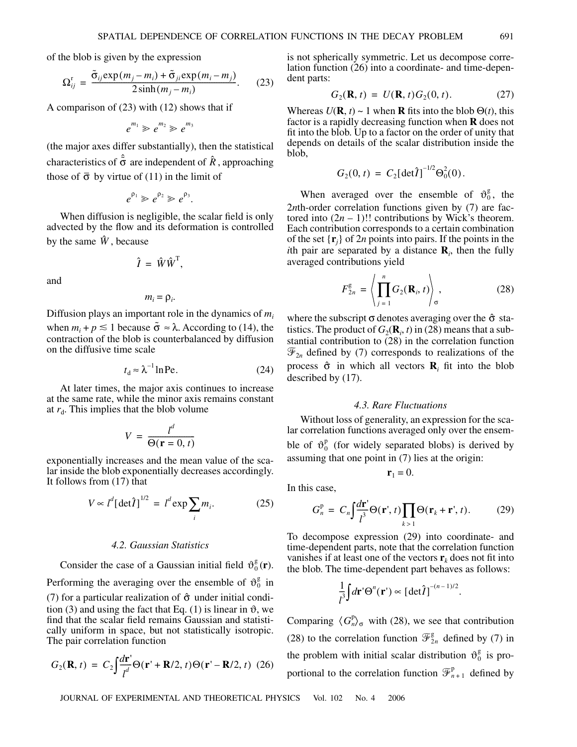of the blob is given by the expression

$$\Omega_{ij}^{\mathrm{r}} = \frac{\tilde{\sigma}_{ij}\exp(m_j - m_i) + \tilde{\sigma}_{ji}\exp(m_i - m_j)}{2\sinh(m_j - m_i)}. \quad (23)$$

A comparison of (23) with (12) shows that if

$$e^{m_1} \gg e^{m_2} \gg e^{m_3}$$

(the major axes differ substantially), then the statistical characteristics of $\hat{\tilde{\sigma}}$ are independent of $\hat{R}$, approaching those of $\bar{\sigma}$ by virtue of (11) in the limit of

$$e^{\rho_1} \gg e^{\rho_2} \gg e^{\rho_3}.$$

When diffusion is negligible, the scalar field is only advected by the flow and its deformation is controlled by the same $\hat{W}$, because

$$\hat{I} = \hat{W}\hat{W}^{\mathrm{T}},$$

and

$$m_i = \rho_i.$$

Diffusion plays an important role in the dynamics of $m_i$ when $m_i + p \lesssim 1$ because $\tilde{\sigma} \approx \lambda$. According to (14), the contraction of the blob is counterbalanced by diffusion on the diffusive time scale

$$t_{\mathrm{d}} \approx \lambda^{-1}\ln \mathrm{Pe}. \quad (24)$$

At later times, the major axis continues to increase at the same rate, while the minor axis remains constant at $r_{\mathrm{d}}$. This implies that the blob volume

$$V = \frac{l^d}{\Theta(\mathbf{r} = 0, t)}$$

exponentially increases and the mean value of the scalar inside the blob exponentially decreases accordingly. It follows from (17) that

$$V \propto l^d [\det\hat{I}]^{1/2} = l^d \exp\sum_i m_i. \quad (25)$$

### 4.2. Gaussian Statistics

Consider the case of a Gaussian initial field $\vartheta_0^{\mathrm{g}}(\mathbf{r})$. Performing the averaging over the ensemble of $\vartheta_0^{\mathrm{g}}$ in (7) for a particular realization of $\hat{\sigma}$ under initial condition (3) and using the fact that Eq. (1) is linear in $\vartheta$, we find that the scalar field remains Gaussian and statistically uniform in space, but not statistically isotropic. The pair correlation function

$$G_2(\mathbf{R}, t) = C_2\int\frac{d\mathbf{r}'}{l^d}\Theta(\mathbf{r}' + \mathbf{R}/2, t)\Theta(\mathbf{r}' - \mathbf{R}/2, t) \quad (26)$$

is not spherically symmetric. Let us decompose correlation function (26) into a coordinate- and time-dependent parts:

$$G_2(\mathbf{R}, t) = U(\mathbf{R}, t)G_2(0, t). \quad (27)$$

Whereas $U(\mathbf{R}, t) \sim 1$ when $\mathbf{R}$ fits into the blob $\Theta(t)$, this factor is a rapidly decreasing function when $\mathbf{R}$ does not fit into the blob. Up to a factor on the order of unity that depends on details of the scalar distribution inside the blob,

$$G_2(0, t) = C_2[\det\hat{I}]^{-1/2}\Theta_0^2(0).$$

When averaged over the ensemble of $\vartheta_0^{\mathrm{g}}$, the $2n$th-order correlation functions given by (7) are factored into $(2n-1)!!$ contributions by Wick's theorem. Each contribution corresponds to a certain combination of the set $\{\mathbf{r}_j\}$ of $2n$ points into pairs. If the points in the $i$th pair are separated by a distance $\mathbf{R}_i$, then the fully averaged contributions yield

$$F_{2n}^{\mathrm{g}} = \left\langle\prod_{j=1}^{n} G_2(\mathbf{R}_i, t)\right\rangle_\sigma, \quad (28)$$

where the subscript $\sigma$ denotes averaging over the $\hat{\sigma}$ statistics. The product of $G_2(\mathbf{R}_i, t)$ in (28) means that a substantial contribution to (28) in the correlation function $\mathcal{F}_{2n}$ defined by (7) corresponds to realizations of the process $\hat{\sigma}$ in which all vectors $\mathbf{R}_i$ fit into the blob described by (17).

### 4.3. Rare Fluctuations

Without loss of generality, an expression for the scalar correlation functions averaged only over the ensemble of $\vartheta_0^{\mathrm{p}}$ (for widely separated blobs) is derived by assuming that one point in (7) lies at the origin:

$$\mathbf{r}_1 = 0.$$

In this case,

$$G_n^{\mathrm{p}} = C_n\int\frac{d\mathbf{r}'}{l^3}\Theta(\mathbf{r}', t)\prod_{k>1}\Theta(\mathbf{r}_k + \mathbf{r}', t). \quad (29)$$

To decompose expression (29) into coordinate- and time-dependent parts, note that the correlation function vanishes if at least one of the vectors $\mathbf{r}_k$ does not fit into the blob. The time-dependent part behaves as follows:

$$\frac{1}{l^3}\int d\mathbf{r}'\Theta^n(\mathbf{r}') \propto [\det\hat{I}]^{-(n-1)/2}.$$

Comparing $\langle G_n^{\mathrm{p}}\rangle_\sigma$ with (28), we see that contribution (28) to the correlation function $\mathcal{F}_{2n}^{\mathrm{g}}$ defined by (7) in the problem with initial scalar distribution $\vartheta_0^{\mathrm{g}}$ is proportional to the correlation function $\mathcal{F}_{n+1}^{\mathrm{p}}$ defined by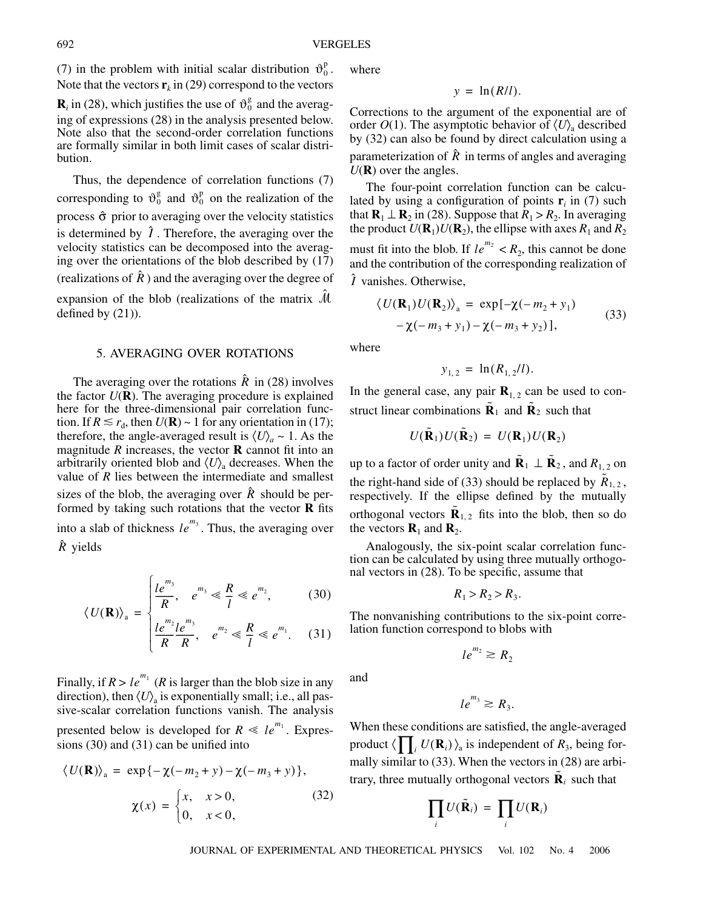(7) in the problem with initial scalar distribution $\vartheta_0^{\rm p}$. Note that the vectors $\mathbf{r}_k$ in (29) correspond to the vectors $\mathbf{R}_i$ in (28), which justifies the use of $\vartheta_0^{\rm g}$ and the averaging of expressions (28) in the analysis presented below. Note also that the second-order correlation functions are formally similar in both limit cases of scalar distribution.

Thus, the dependence of correlation functions (7) corresponding to $\vartheta_0^{\rm g}$ and $\vartheta_0^{\rm p}$ on the realization of the process $\hat{\sigma}$ prior to averaging over the velocity statistics is determined by $\hat{I}$. Therefore, the averaging over the velocity statistics can be decomposed into the averaging over the orientations of the blob described by (17) (realizations of $\hat{R}$) and the averaging over the degree of expansion of the blob (realizations of the matrix $\hat{\mathcal{M}}$ defined by (21)).

## 5. AVERAGING OVER ROTATIONS

The averaging over the rotations $\hat{R}$ in (28) involves the factor $U(\mathbf{R})$. The averaging procedure is explained here for the three-dimensional pair correlation function. If $R \lesssim r_{\rm d}$, then $U(\mathbf{R}) \sim 1$ for any orientation in (17); therefore, the angle-averaged result is $\langle U \rangle_a \sim 1$. As the magnitude $R$ increases, the vector $\mathbf{R}$ cannot fit into an arbitrarily oriented blob and $\langle U \rangle_{\rm a}$ decreases. When the value of $R$ lies between the intermediate and smallest sizes of the blob, the averaging over $\hat{R}$ should be performed by taking such rotations that the vector $\mathbf{R}$ fits into a slab of thickness $le^{m_3}$. Thus, the averaging over $\hat{R}$ yields

$$\langle U(\mathbf{R}) \rangle_{\rm a} = \begin{cases} \dfrac{le^{m_3}}{R}, & e^{m_3} \ll \dfrac{R}{l} \ll e^{m_2}, \quad (30) \\[2ex] \dfrac{le^{m_2}}{R}\dfrac{le^{m_3}}{R}, & e^{m_2} \ll \dfrac{R}{l} \ll e^{m_1}. \quad (31) \end{cases}$$

Finally, if $R > le^{m_1}$ ($R$ is larger than the blob size in any direction), then $\langle U \rangle_{\rm a}$ is exponentially small; i.e., all passive-scalar correlation functions vanish. The analysis presented below is developed for $R \ll le^{m_1}$. Expressions (30) and (31) can be unified into

$$\langle U(\mathbf{R}) \rangle_{\rm a} = \exp\{-\chi(-m_2 + y) - \chi(-m_3 + y)\},$$
$$\chi(x) = \begin{cases} x, & x > 0, \\ 0, & x < 0, \end{cases} \tag{32}$$

where

$$y = \ln(R/l).$$

Corrections to the argument of the exponential are of order $O(1)$. The asymptotic behavior of $\langle U \rangle_{\rm a}$ described by (32) can also be found by direct calculation using a parameterization of $\hat{R}$ in terms of angles and averaging $U(\mathbf{R})$ over the angles.

The four-point correlation function can be calculated by using a configuration of points $\mathbf{r}_i$ in (7) such that $\mathbf{R}_1 \perp \mathbf{R}_2$ in (28). Suppose that $R_1 > R_2$. In averaging the product $U(\mathbf{R}_1)U(\mathbf{R}_2)$, the ellipse with axes $R_1$ and $R_2$ must fit into the blob. If $le^{m_2} < R_2$, this cannot be done and the contribution of the corresponding realization of $\hat{I}$ vanishes. Otherwise,

$$\langle U(\mathbf{R}_1)U(\mathbf{R}_2) \rangle_{\rm a} = \exp[-\chi(-m_2 + y_1) - \chi(-m_3 + y_1) - \chi(-m_3 + y_2)], \tag{33}$$

where

$$y_{1,2} = \ln(R_{1,2}/l).$$

In the general case, any pair $\mathbf{R}_{1,2}$ can be used to construct linear combinations $\tilde{\mathbf{R}}_1$ and $\tilde{\mathbf{R}}_2$ such that

$$U(\tilde{\mathbf{R}}_1)U(\tilde{\mathbf{R}}_2) = U(\mathbf{R}_1)U(\mathbf{R}_2)$$

up to a factor of order unity and $\tilde{\mathbf{R}}_1 \perp \tilde{\mathbf{R}}_2$, and $R_{1,2}$ on the right-hand side of (33) should be replaced by $\tilde{R}_{1,2}$, respectively. If the ellipse defined by the mutually orthogonal vectors $\tilde{\mathbf{R}}_{1,2}$ fits into the blob, then so do the vectors $\mathbf{R}_1$ and $\mathbf{R}_2$.

Analogously, the six-point scalar correlation function can be calculated by using three mutually orthogonal vectors in (28). To be specific, assume that

$$R_1 > R_2 > R_3.$$

The nonvanishing contributions to the six-point correlation function correspond to blobs with

$$le^{m_2} \gtrsim R_2$$

and

$$le^{m_3} \gtrsim R_3.$$

When these conditions are satisfied, the angle-averaged product $\langle \prod_i U(\mathbf{R}_i) \rangle_{\rm a}$ is independent of $R_3$, being formally similar to (33). When the vectors in (28) are arbitrary, three mutually orthogonal vectors $\tilde{\mathbf{R}}_i$ such that

$$\prod_i U(\tilde{\mathbf{R}}_i) = \prod_i U(\mathbf{R}_i)$$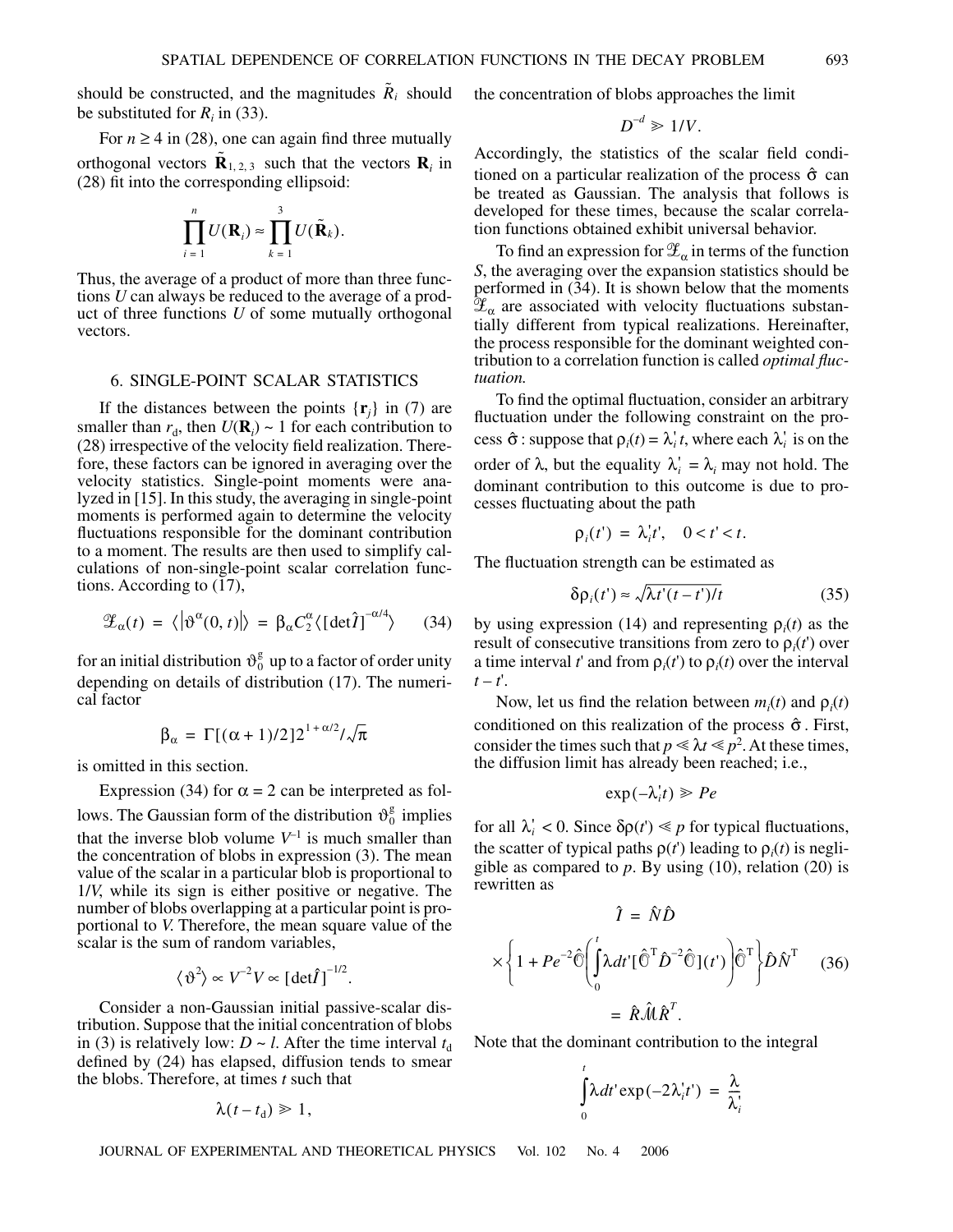should be constructed, and the magnitudes $\tilde{R}_i$ should be substituted for $R_i$ in (33).

For $n \geq 4$ in (28), one can again find three mutually orthogonal vectors $\tilde{\mathbf{R}}_{1,2,3}$ such that the vectors $\mathbf{R}_i$ in (28) fit into the corresponding ellipsoid:

$$\prod_{i=1}^{n} U(\mathbf{R}_i) \approx \prod_{k=1}^{3} U(\tilde{\mathbf{R}}_k).$$

Thus, the average of a product of more than three functions $U$ can always be reduced to the average of a product of three functions $U$ of some mutually orthogonal vectors.

## 6. SINGLE-POINT SCALAR STATISTICS

If the distances between the points $\{\mathbf{r}_j\}$ in (7) are smaller than $r_d$, then $U(\mathbf{R}_i) \sim 1$ for each contribution to (28) irrespective of the velocity field realization. Therefore, these factors can be ignored in averaging over the velocity statistics. Single-point moments were analyzed in [15]. In this study, the averaging in single-point moments is performed again to determine the velocity fluctuations responsible for the dominant contribution to a moment. The results are then used to simplify calculations of non-single-point scalar correlation functions. According to (17),

$$\mathcal{Z}_\alpha(t) = \langle|\vartheta^\alpha(0,t)|\rangle = \beta_\alpha C_2^\alpha \langle[\det\hat{I}]^{-\alpha/4}\rangle \tag{34}$$

for an initial distribution $\vartheta_0^g$ up to a factor of order unity depending on details of distribution (17). The numerical factor

$$\beta_\alpha = \Gamma[(\alpha+1)/2]2^{1+\alpha/2}/\sqrt{\pi}$$

is omitted in this section.

Expression (34) for $\alpha = 2$ can be interpreted as follows. The Gaussian form of the distribution $\vartheta_0^g$ implies that the inverse blob volume $V^{-1}$ is much smaller than the concentration of blobs in expression (3). The mean value of the scalar in a particular blob is proportional to $1/V$, while its sign is either positive or negative. The number of blobs overlapping at a particular point is proportional to $V$. Therefore, the mean square value of the scalar is the sum of random variables,

$$\langle\vartheta^2\rangle \propto V^{-2}V \propto [\det\hat{I}]^{-1/2}.$$

Consider a non-Gaussian initial passive-scalar distribution. Suppose that the initial concentration of blobs in (3) is relatively low: $D \sim l$. After the time interval $t_d$ defined by (24) has elapsed, diffusion tends to smear the blobs. Therefore, at times $t$ such that

$$\lambda(t - t_d) \gg 1,$$

the concentration of blobs approaches the limit

$$D^{-d} \gg 1/V.$$

Accordingly, the statistics of the scalar field conditioned on a particular realization of the process $\hat{\sigma}$ can be treated as Gaussian. The analysis that follows is developed for these times, because the scalar correlation functions obtained exhibit universal behavior.

To find an expression for $\mathcal{Z}_\alpha$ in terms of the function $S$, the averaging over the expansion statistics should be performed in (34). It is shown below that the moments $\mathcal{Z}_\alpha$ are associated with velocity fluctuations substantially different from typical realizations. Hereinafter, the process responsible for the dominant weighted contribution to a correlation function is called *optimal fluctuation.*

To find the optimal fluctuation, consider an arbitrary fluctuation under the following constraint on the process $\hat{\sigma}$: suppose that $\rho_i(t) = \lambda_i' t$, where each $\lambda_i'$ is on the order of $\lambda$, but the equality $\lambda_i' = \lambda_i$ may not hold. The dominant contribution to this outcome is due to processes fluctuating about the path

$$\rho_i(t') = \lambda_i' t', \quad 0 < t' < t.$$

The fluctuation strength can be estimated as

$$\delta\rho_i(t') \approx \sqrt{\lambda t'(t-t')/t} \tag{35}$$

by using expression (14) and representing $\rho_i(t)$ as the result of consecutive transitions from zero to $\rho_i(t')$ over a time interval $t'$ and from $\rho_i(t')$ to $\rho_i(t)$ over the interval $t - t'$.

Now, let us find the relation between $m_i(t)$ and $\rho_i(t)$ conditioned on this realization of the process $\hat{\sigma}$. First, consider the times such that $p \ll \lambda t \ll p^2$. At these times, the diffusion limit has already been reached; i.e.,

$$\exp(-\lambda_i' t) \gg Pe$$

for all $\lambda_i' < 0$. Since $\delta\rho(t') \ll p$ for typical fluctuations, the scatter of typical paths $\rho(t')$ leading to $\rho_i(t)$ is negligible as compared to $p$. By using (10), relation (20) is rewritten as

$$\begin{aligned}\hat{I} &= \hat{N}\hat{D} \\ &\times \left\{1 + Pe^{-2}\hat{\mathbb{O}}\left(\int_0^t \lambda dt' [\hat{\mathbb{O}}^{\mathrm{T}}\hat{D}^{-2}\hat{\mathbb{O}}](t')\right)\hat{\mathbb{O}}^{\mathrm{T}}\right\}\hat{D}\hat{N}^{\mathrm{T}} \\ &= \hat{R}\hat{\mathcal{M}}\hat{R}^T.\end{aligned} \tag{36}$$

Note that the dominant contribution to the integral

$$\int_0^t \lambda dt' \exp(-2\lambda_i' t') = \frac{\lambda}{\lambda_i'}$$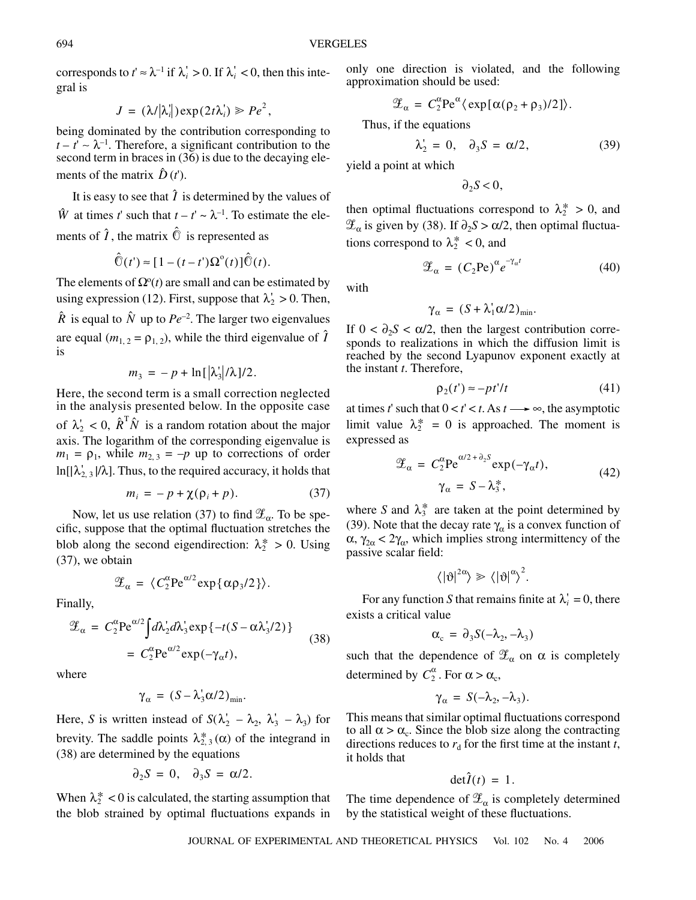corresponds to $t' \approx \lambda^{-1}$ if $\lambda_i' > 0$. If $\lambda_i' < 0$, then this integral is

$$J = (\lambda/|\lambda_i'|)\exp(2t\lambda_i') \gg Pe^2,$$

being dominated by the contribution corresponding to $t - t' \sim \lambda^{-1}$. Therefore, a significant contribution to the second term in braces in (36) is due to the decaying elements of the matrix $\hat{D}(t')$.

It is easy to see that $\hat{I}$ is determined by the values of $\hat{W}$ at times $t'$ such that $t - t' \sim \lambda^{-1}$. To estimate the elements of $\hat{I}$, the matrix $\hat{\mathbb{O}}$ is represented as

$$\hat{\mathbb{O}}(t') \approx [1 - (t - t')\Omega^{o}(t)]\hat{\mathbb{O}}(t).$$

The elements of $\Omega^{o}(t)$ are small and can be estimated by using expression (12). First, suppose that $\lambda_2' > 0$. Then, $\hat{R}$ is equal to $\hat{N}$ up to $Pe^{-2}$. The larger two eigenvalues are equal ($m_{1,2} = \rho_{1,2}$), while the third eigenvalue of $\hat{I}$ is

$$m_3 = -p + \ln[|\lambda_3'|/\lambda]/2.$$

Here, the second term is a small correction neglected in the analysis presented below. In the opposite case of $\lambda_2' < 0$, $\hat{R}^{\mathrm{T}}\hat{N}$ is a random rotation about the major axis. The logarithm of the corresponding eigenvalue is $m_1 = \rho_1$, while $m_{2,3} = -p$ up to corrections of order $\ln[|\lambda_{2,3}'|/\lambda]$. Thus, to the required accuracy, it holds that

$$m_i = -p + \chi(\rho_i + p). \tag{37}$$

Now, let us use relation (37) to find $\mathcal{Z}_\alpha$. To be specific, suppose that the optimal fluctuation stretches the blob along the second eigendirection: $\lambda_2^* > 0$. Using (37), we obtain

$$\mathcal{Z}_\alpha = \langle C_2^\alpha \mathrm{Pe}^{\alpha/2}\exp\{\alpha\rho_3/2\}\rangle.$$

Finally,

$$\begin{aligned}\mathcal{Z}_\alpha &= C_2^\alpha \mathrm{Pe}^{\alpha/2}\int d\lambda_2' d\lambda_3' \exp\{-t(S - \alpha\lambda_3'/2)\} \\ &= C_2^\alpha \mathrm{Pe}^{\alpha/2}\exp(-\gamma_\alpha t),\end{aligned} \tag{38}$$

where

$$\gamma_\alpha = (S - \lambda_3'\alpha/2)_{\min}.$$

Here, $S$ is written instead of $S(\lambda_2' - \lambda_2, \lambda_3' - \lambda_3)$ for brevity. The saddle points $\lambda_{2,3}^*(\alpha)$ of the integrand in (38) are determined by the equations

$$\partial_2 S = 0, \quad \partial_3 S = \alpha/2.$$

When $\lambda_2^* < 0$ is calculated, the starting assumption that the blob strained by optimal fluctuations expands in only one direction is violated, and the following approximation should be used:

$$\mathcal{Z}_\alpha = C_2^\alpha \mathrm{Pe}^\alpha \langle \exp[\alpha(\rho_2 + \rho_3)/2]\rangle.$$

Thus, if the equations

$$\lambda_2' = 0, \quad \partial_3 S = \alpha/2, \tag{39}$$

yield a point at which

$$\partial_2 S < 0,$$

then optimal fluctuations correspond to $\lambda_2^* > 0$, and $\mathcal{Z}_\alpha$ is given by (38). If $\partial_2 S > \alpha/2$, then optimal fluctuations correspond to $\lambda_2^* < 0$, and

$$\mathcal{Z}_\alpha = (C_2 \mathrm{Pe})^\alpha e^{-\gamma_\alpha t} \tag{40}$$

with

$$\gamma_\alpha = (S + \lambda_1'\alpha/2)_{\min}.$$

If $0 < \partial_2 S < \alpha/2$, then the largest contribution corresponds to realizations in which the diffusion limit is reached by the second Lyapunov exponent exactly at the instant $t$. Therefore,

$$\rho_2(t') \approx -pt'/t \tag{41}$$

at times $t'$ such that $0 < t' < t$. As $t \longrightarrow \infty$, the asymptotic limit value $\lambda_2^* = 0$ is approached. The moment is expressed as

$$\begin{aligned}\mathcal{Z}_\alpha &= C_2^\alpha \mathrm{Pe}^{\alpha/2 + \partial_2 S}\exp(-\gamma_\alpha t), \\ \gamma_\alpha &= S - \lambda_3^*,\end{aligned} \tag{42}$$

where $S$ and $\lambda_3^*$ are taken at the point determined by (39). Note that the decay rate $\gamma_\alpha$ is a convex function of $\alpha$, $\gamma_{2\alpha} < 2\gamma_\alpha$, which implies strong intermittency of the passive scalar field:

$$\langle |\vartheta|^{2\alpha}\rangle \gg \langle |\vartheta|^\alpha\rangle^2.$$

For any function $S$ that remains finite at $\lambda_i' = 0$, there exists a critical value

$$\alpha_c = \partial_3 S(-\lambda_2, -\lambda_3)$$

such that the dependence of $\mathcal{Z}_\alpha$ on $\alpha$ is completely determined by $C_2^\alpha$. For $\alpha > \alpha_c$,

$$\gamma_\alpha = S(-\lambda_2, -\lambda_3).$$

This means that similar optimal fluctuations correspond to all $\alpha > \alpha_c$. Since the blob size along the contracting directions reduces to $r_d$ for the first time at the instant $t$, it holds that

$$\det\hat{I}(t) = 1.$$

The time dependence of $\mathcal{Z}_\alpha$ is completely determined by the statistical weight of these fluctuations.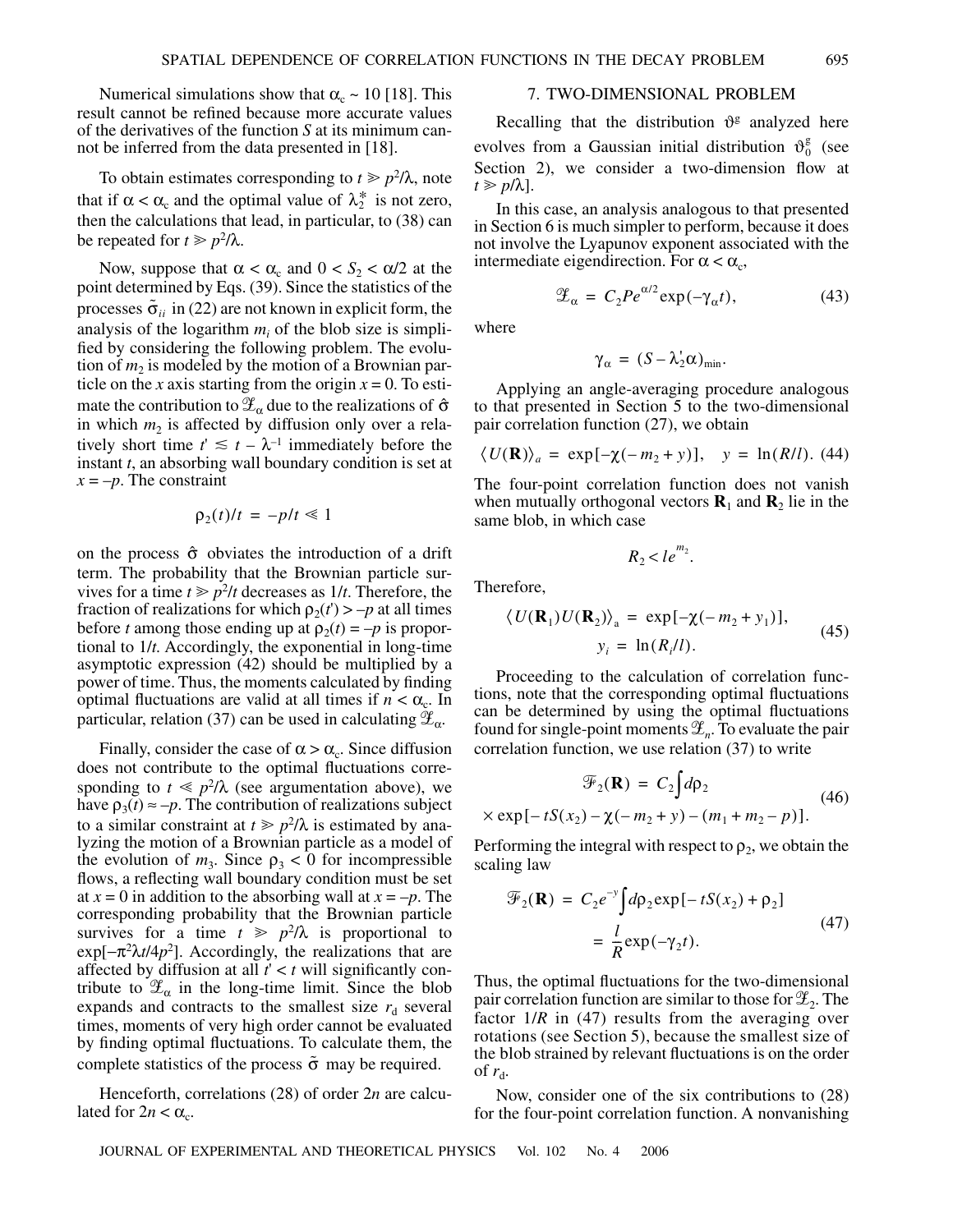Numerical simulations show that $\alpha_c \sim 10$ [18]. This result cannot be refined because more accurate values of the derivatives of the function $S$ at its minimum cannot be inferred from the data presented in [18].

To obtain estimates corresponding to $t \gg p^2/\lambda$, note that if $\alpha < \alpha_c$ and the optimal value of $\lambda_2^*$ is not zero, then the calculations that lead, in particular, to (38) can be repeated for $t \gg p^2/\lambda$.

Now, suppose that $\alpha < \alpha_c$ and $0 < S_2 < \alpha/2$ at the point determined by Eqs. (39). Since the statistics of the processes $\tilde{\sigma}_{ii}$ in (22) are not known in explicit form, the analysis of the logarithm $m_i$ of the blob size is simplified by considering the following problem. The evolution of $m_2$ is modeled by the motion of a Brownian particle on the $x$ axis starting from the origin $x = 0$. To estimate the contribution to $\mathcal{L}_\alpha$ due to the realizations of $\hat{\sigma}$ in which $m_2$ is affected by diffusion only over a relatively short time $t' \lesssim t - \lambda^{-1}$ immediately before the instant $t$, an absorbing wall boundary condition is set at $x = -p$. The constraint

$$\rho_2(t)/t = -p/t \ll 1$$

on the process $\hat{\sigma}$ obviates the introduction of a drift term. The probability that the Brownian particle survives for a time $t \gg p^2/t$ decreases as $1/t$. Therefore, the fraction of realizations for which $\rho_2(t') > -p$ at all times before $t$ among those ending up at $\rho_2(t) = -p$ is proportional to $1/t$. Accordingly, the exponential in long-time asymptotic expression (42) should be multiplied by a power of time. Thus, the moments calculated by finding optimal fluctuations are valid at all times if $n < \alpha_c$. In particular, relation (37) can be used in calculating $\mathcal{L}_\alpha$.

Finally, consider the case of $\alpha > \alpha_c$. Since diffusion does not contribute to the optimal fluctuations corresponding to $t \ll p^2/\lambda$ (see argumentation above), we have $\rho_3(t) \approx -p$. The contribution of realizations subject to a similar constraint at $t \gg p^2/\lambda$ is estimated by analyzing the motion of a Brownian particle as a model of the evolution of $m_3$. Since $\rho_3 < 0$ for incompressible flows, a reflecting wall boundary condition must be set at $x = 0$ in addition to the absorbing wall at $x = -p$. The corresponding probability that the Brownian particle survives for a time $t \gg p^2/\lambda$ is proportional to $\exp[-\pi^2\lambda t/4p^2]$. Accordingly, the realizations that are affected by diffusion at all $t' < t$ will significantly contribute to $\mathcal{L}_\alpha$ in the long-time limit. Since the blob expands and contracts to the smallest size $r_d$ several times, moments of very high order cannot be evaluated by finding optimal fluctuations. To calculate them, the complete statistics of the process $\tilde{\sigma}$ may be required.

Henceforth, correlations (28) of order $2n$ are calculated for $2n < \alpha_c$.

## 7. TWO-DIMENSIONAL PROBLEM

Recalling that the distribution $\vartheta^g$ analyzed here evolves from a Gaussian initial distribution $\vartheta_0^g$ (see Section 2), we consider a two-dimension flow at $t \gg p/\lambda$].

In this case, an analysis analogous to that presented in Section 6 is much simpler to perform, because it does not involve the Lyapunov exponent associated with the intermediate eigendirection. For $\alpha < \alpha_c$,

$$\mathcal{L}_\alpha = C_2 P e^{\alpha/2} \exp(-\gamma_\alpha t), \tag{43}$$

where

$$\gamma_\alpha = (S - \lambda_2'\alpha)_{\min}.$$

Applying an angle-averaging procedure analogous to that presented in Section 5 to the two-dimensional pair correlation function (27), we obtain

$$\langle U(\mathbf{R}) \rangle_a = \exp[-\chi(-m_2 + y)], \quad y = \ln(R/l). \tag{44}$$

The four-point correlation function does not vanish when mutually orthogonal vectors $\mathbf{R}_1$ and $\mathbf{R}_2$ lie in the same blob, in which case

$$R_2 < l e^{m_2}.$$

Therefore,

$$\langle U(\mathbf{R}_1) U(\mathbf{R}_2) \rangle_a = \exp[-\chi(-m_2 + y_1)], \quad y_i = \ln(R_i/l). \tag{45}$$

Proceeding to the calculation of correlation functions, note that the corresponding optimal fluctuations can be determined by using the optimal fluctuations found for single-point moments $\mathcal{L}_n$. To evaluate the pair correlation function, we use relation (37) to write

$$\mathcal{F}_2(\mathbf{R}) = C_2 \int d\rho_2 \times \exp[-tS(x_2) - \chi(-m_2 + y) - (m_1 + m_2 - p)]. \tag{46}$$

Performing the integral with respect to $\rho_2$, we obtain the scaling law

$$\mathcal{F}_2(\mathbf{R}) = C_2 e^{-y} \int d\rho_2 \exp[-tS(x_2) + \rho_2] = \frac{l}{R} \exp(-\gamma_2 t). \tag{47}$$

Thus, the optimal fluctuations for the two-dimensional pair correlation function are similar to those for $\mathcal{L}_2$. The factor $1/R$ in (47) results from the averaging over rotations (see Section 5), because the smallest size of the blob strained by relevant fluctuations is on the order of $r_d$.

Now, consider one of the six contributions to (28) for the four-point correlation function. A nonvanishing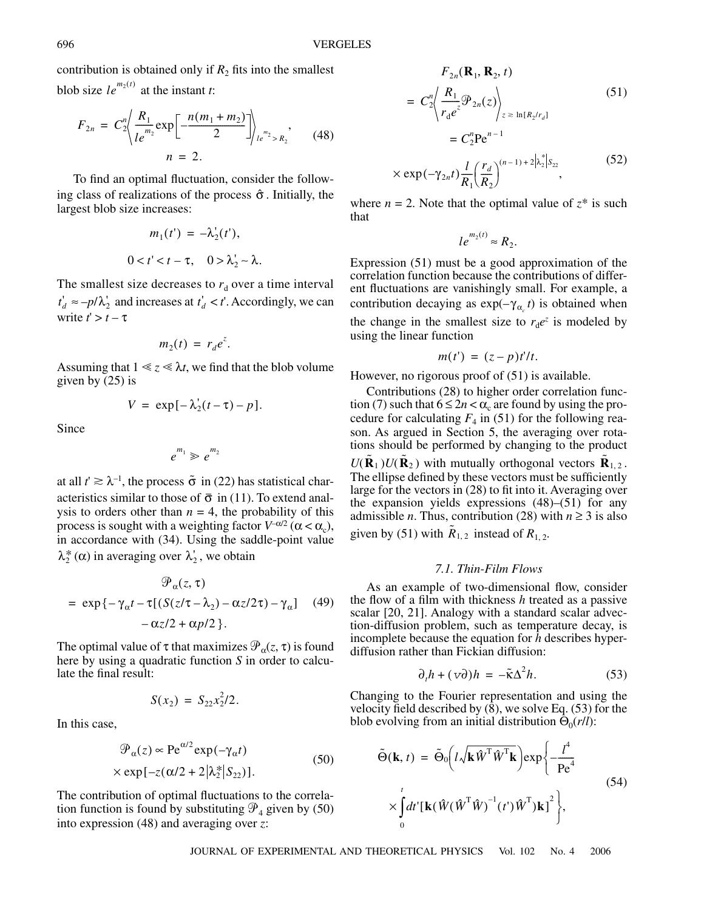contribution is obtained only if $R_2$ fits into the smallest blob size $le^{m_2(t)}$ at the instant $t$:

$$F_{2n} = C_2^n \left\langle \frac{R_1}{le^{m_2}} \exp\left[-\frac{n(m_1+m_2)}{2}\right]\right\rangle_{le^{m_2} > R_2}, \quad (48)$$
$$n = 2.$$

To find an optimal fluctuation, consider the following class of realizations of the process $\hat{\sigma}$. Initially, the largest blob size increases:

$$m_1(t') = -\lambda_2'(t'),$$
$$0 < t' < t - \tau, \quad 0 > \lambda_2' \sim \lambda.$$

The smallest size decreases to $r_d$ over a time interval $t_d' \approx -p/\lambda_2'$ and increases at $t_d' < t'$. Accordingly, we can write $t' > t - \tau$

$$m_2(t) = r_d e^z.$$

Assuming that $1 \ll z \ll \lambda t$, we find that the blob volume given by (25) is

$$V = \exp[-\lambda_2'(t-\tau) - p].$$

Since

$$e^{m_1} \gg e^{m_2}$$

at all $t' \gtrsim \lambda^{-1}$, the process $\tilde{\sigma}$ in (22) has statistical characteristics similar to those of $\bar{\sigma}$ in (11). To extend analysis to orders other than $n = 4$, the probability of this process is sought with a weighting factor $V^{-\alpha/2}$ ($\alpha < \alpha_c$), in accordance with (34). Using the saddle-point value $\lambda_2^*(\alpha)$ in averaging over $\lambda_2'$, we obtain

$$\begin{aligned}\mathcal{P}_\alpha(z,\tau) &= \exp\{-\gamma_\alpha t - \tau[(S(z/\tau - \lambda_2) - \alpha z/2\tau) - \gamma_\alpha] \\ &\quad - \alpha z/2 + \alpha p/2\}.\end{aligned} \quad (49)$$

The optimal value of $\tau$ that maximizes $\mathcal{P}_\alpha(z, \tau)$ is found here by using a quadratic function $S$ in order to calculate the final result:

$$S(x_2) = S_{22}x_2^2/2.$$

In this case,

$$\begin{aligned}\mathcal{P}_\alpha(z) &\propto \mathrm{Pe}^{\alpha/2}\exp(-\gamma_\alpha t) \\ &\times \exp[-z(\alpha/2 + 2|\lambda_2^*|S_{22})].\end{aligned} \quad (50)$$

The contribution of optimal fluctuations to the correlation function is found by substituting $\mathcal{P}_4$ given by (50) into expression (48) and averaging over $z$:

$$F_{2n}(\mathbf{R}_1, \mathbf{R}_2, t) = C_2^n \left\langle \frac{R_1}{r_d e^z}\mathcal{P}_{2n}(z)\right\rangle_{z \gtrsim \ln[R_2/r_d]} \quad (51)$$

$$= C_2^n \mathrm{Pe}^{n-1} \times \exp(-\gamma_{2n}t)\frac{l}{R_1}\left(\frac{r_d}{R_2}\right)^{(n-1)+2|\lambda_2^*|S_{22}}, \quad (52)$$

where $n = 2$. Note that the optimal value of $z^*$ is such that

$$le^{m_2(t)} \approx R_2.$$

Expression (51) must be a good approximation of the correlation function because the contributions of different fluctuations are vanishingly small. For example, a contribution decaying as $\exp(-\gamma_{\alpha_c} t)$ is obtained when the change in the smallest size to $r_d e^z$ is modeled by using the linear function

$$m(t') = (z-p)t'/t.$$

However, no rigorous proof of (51) is available.

Contributions (28) to higher order correlation function (7) such that $6 \le 2n < \alpha_c$ are found by using the procedure for calculating $F_4$ in (51) for the following reason. As argued in Section 5, the averaging over rotations should be performed by changing to the product $U(\tilde{\mathbf{R}}_1)U(\tilde{\mathbf{R}}_2)$ with mutually orthogonal vectors $\tilde{\mathbf{R}}_{1,2}$. The ellipse defined by these vectors must be sufficiently large for the vectors in (28) to fit into it. Averaging over the expansion yields expressions (48)–(51) for any admissible $n$. Thus, contribution (28) with $n \ge 3$ is also given by (51) with $\tilde{R}_{1,2}$ instead of $R_{1,2}$.

### *7.1. Thin-Film Flows*

As an example of two-dimensional flow, consider the flow of a film with thickness $h$ treated as a passive scalar [20, 21]. Analogy with a standard scalar advection-diffusion problem, such as temperature decay, is incomplete because the equation for $h$ describes hyperdiffusion rather than Fickian diffusion:

$$\partial_t h + (v\partial)h = -\tilde{\kappa}\Delta^2 h. \quad (53)$$

Changing to the Fourier representation and using the velocity field described by (8), we solve Eq. (53) for the blob evolving from an initial distribution $\Theta_0(r/l)$:

$$\begin{aligned}\tilde{\Theta}(\mathbf{k}, t) &= \tilde{\Theta}_0\left(l\sqrt{\mathbf{k}\hat{W}^{\mathrm{T}}\hat{W}^{\mathrm{T}}\mathbf{k}}\right)\exp\left\{-\frac{l^4}{\mathrm{Pe}^4}\right. \\ &\quad \left.\times \int_0^t dt'[\mathbf{k}(\hat{W}(\hat{W}^{\mathrm{T}}\hat{W})^{-1}(t')\hat{W}^{\mathrm{T}})\mathbf{k}]^2\right\},\end{aligned} \quad (54)$$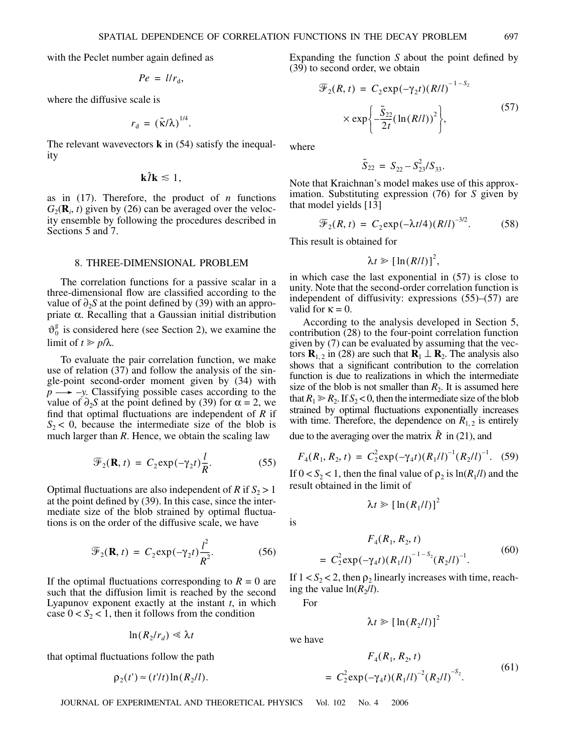with the Peclet number again defined as

$$Pe = l/r_d,$$

where the diffusive scale is

$$r_d = (\tilde{\kappa}/\lambda)^{1/4}.$$

The relevant wavevectors $\mathbf{k}$ in (54) satisfy the inequality

$$\mathbf{k}\hat{l}\mathbf{k} \lesssim 1,$$

as in (17). Therefore, the product of $n$ functions $G_2(\mathbf{R}_i, t)$ given by (26) can be averaged over the velocity ensemble by following the procedures described in Sections 5 and 7.

## 8. THREE-DIMENSIONAL PROBLEM

The correlation functions for a passive scalar in a three-dimensional flow are classified according to the value of $\partial_2 S$ at the point defined by (39) with an appropriate $\alpha$. Recalling that a Gaussian initial distribution $\vartheta_0^g$ is considered here (see Section 2), we examine the limit of $t \gg p/\lambda$.

To evaluate the pair correlation function, we make use of relation (37) and follow the analysis of the single-point second-order moment given by (34) with $p \longrightarrow -y$. Classifying possible cases according to the value of $\partial_2 S$ at the point defined by (39) for $\alpha = 2$, we find that optimal fluctuations are independent of $R$ if $S_2 < 0$, because the intermediate size of the blob is much larger than $R$. Hence, we obtain the scaling law

$$\mathcal{F}_2(\mathbf{R}, t) = C_2 \exp(-\gamma_2 t)\frac{l}{R}. \tag{55}$$

Optimal fluctuations are also independent of $R$ if $S_2 > 1$ at the point defined by (39). In this case, since the intermediate size of the blob strained by optimal fluctuations is on the order of the diffusive scale, we have

$$\mathcal{F}_2(\mathbf{R}, t) = C_2 \exp(-\gamma_2 t)\frac{l^2}{R^2}. \tag{56}$$

If the optimal fluctuations corresponding to $R = 0$ are such that the diffusion limit is reached by the second Lyapunov exponent exactly at the instant $t$, in which case $0 < S_2 < 1$, then it follows from the condition

$$\ln(R_2/r_d) \ll \lambda t$$

that optimal fluctuations follow the path

$$\rho_2(t') \approx (t'/t)\ln(R_2/l).$$

Expanding the function $S$ about the point defined by (39) to second order, we obtain

$$\mathcal{F}_2(R, t) = C_2 \exp(-\gamma_2 t)(R/l)^{-1-S_2} \times \exp\left\{-\frac{\tilde{S}_{22}}{2t}(\ln(R/l))^2\right\}, \tag{57}$$

where

$$\tilde{S}_{22} = S_{22} - S_{23}^2/S_{33}.$$

Note that Kraichnan's model makes use of this approximation. Substituting expression (76) for $S$ given by that model yields [13]

$$\mathcal{F}_2(R, t) = C_2 \exp(-\lambda t/4)(R/l)^{-3/2}. \tag{58}$$

This result is obtained for

$$\lambda t \gg [\ln(R/l)]^2,$$

in which case the last exponential in (57) is close to unity. Note that the second-order correlation function is independent of diffusivity: expressions (55)–(57) are valid for $\kappa = 0$.

According to the analysis developed in Section 5, contribution (28) to the four-point correlation function given by (7) can be evaluated by assuming that the vectors $\mathbf{R}_{1,2}$ in (28) are such that $\mathbf{R}_1 \perp \mathbf{R}_2$. The analysis also shows that a significant contribution to the correlation function is due to realizations in which the intermediate size of the blob is not smaller than $R_2$. It is assumed here that $R_1 \gg R_2$. If $S_2 < 0$, then the intermediate size of the blob strained by optimal fluctuations exponentially increases with time. Therefore, the dependence on $R_{1,2}$ is entirely due to the averaging over the matrix $\hat{R}$ in (21), and

$$F_4(R_1, R_2, t) = C_2^2 \exp(-\gamma_4 t)(R_1/l)^{-1}(R_2/l)^{-1}. \tag{59}$$

If $0 < S_2 < 1$, then the final value of $\rho_2$ is $\ln(R_1/l)$ and the result obtained in the limit of

$$\lambda t \gg [\ln(R_1/l)]^2$$

is

$$F_4(R_1, R_2, t) = C_2^2 \exp(-\gamma_4 t)(R_1/l)^{-1-S_2}(R_2/l)^{-1}. \tag{60}$$

If $1 < S_2 < 2$, then $\rho_2$ linearly increases with time, reaching the value $\ln(R_2/l)$.

For

$$\lambda t \gg [\ln(R_2/l)]^2$$

we have

$$F_4(R_1, R_2, t) = C_2^2 \exp(-\gamma_4 t)(R_1/l)^{-2}(R_2/l)^{-S_2}. \tag{61}$$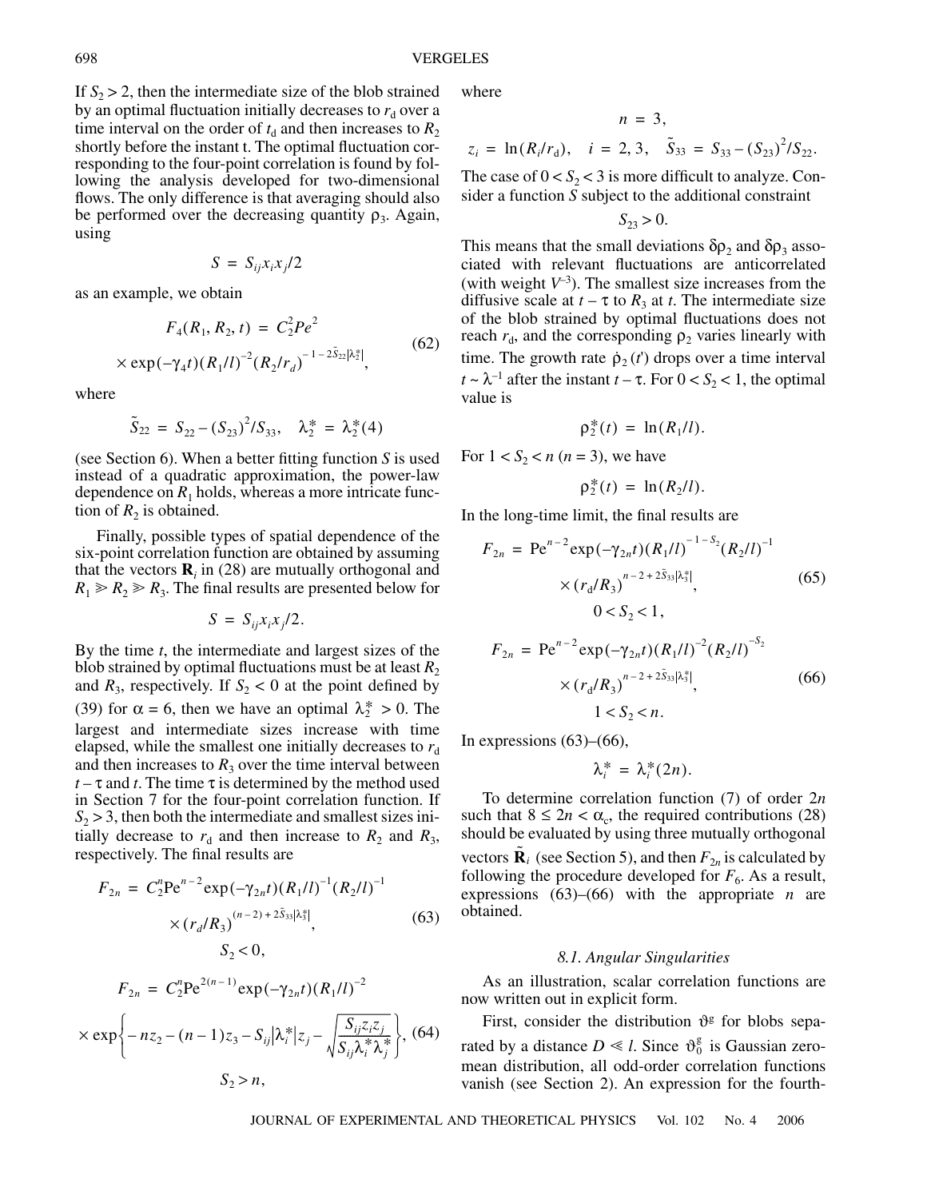If $S_2 > 2$, then the intermediate size of the blob strained by an optimal fluctuation initially decreases to $r_d$ over a time interval on the order of $t_d$ and then increases to $R_2$ shortly before the instant t. The optimal fluctuation corresponding to the four-point correlation is found by following the analysis developed for two-dimensional flows. The only difference is that averaging should also be performed over the decreasing quantity $\rho_3$. Again, using

$$S = S_{ij}x_ix_j/2$$

as an example, we obtain

$$F_4(R_1, R_2, t) = C_2^2 Pe^2 \times \exp(-\gamma_4 t)(R_1/l)^{-2}(R_2/r_d)^{-1-2\tilde{S}_{22}|\lambda_2^*|}, \tag{62}$$

where

$$\tilde{S}_{22} = S_{22} - (S_{23})^2/S_{33}, \quad \lambda_2^* = \lambda_2^*(4)$$

(see Section 6). When a better fitting function $S$ is used instead of a quadratic approximation, the power-law dependence on $R_1$ holds, whereas a more intricate function of $R_2$ is obtained.

Finally, possible types of spatial dependence of the six-point correlation function are obtained by assuming that the vectors $\mathbf{R}_i$ in (28) are mutually orthogonal and $R_1 \gg R_2 \gg R_3$. The final results are presented below for

$$S = S_{ij}x_ix_j/2.$$

By the time $t$, the intermediate and largest sizes of the blob strained by optimal fluctuations must be at least $R_2$ and $R_3$, respectively. If $S_2 < 0$ at the point defined by (39) for $\alpha = 6$, then we have an optimal $\lambda_2^* > 0$. The largest and intermediate sizes increase with time elapsed, while the smallest one initially decreases to $r_d$ and then increases to $R_3$ over the time interval between $t - \tau$ and $t$. The time $\tau$ is determined by the method used in Section 7 for the four-point correlation function. If $S_2 > 3$, then both the intermediate and smallest sizes initially decrease to $r_d$ and then increase to $R_2$ and $R_3$, respectively. The final results are

$$F_{2n} = C_2^n \mathrm{Pe}^{n-2}\exp(-\gamma_{2n}t)(R_1/l)^{-1}(R_2/l)^{-1} \times (r_d/R_3)^{(n-2)+2\tilde{S}_{33}|\lambda_3^*|}, \quad S_2 < 0, \tag{63}$$

$$F_{2n} = C_2^n \mathrm{Pe}^{2(n-1)}\exp(-\gamma_{2n}t)(R_1/l)^{-2} \times \exp\left\{-nz_2 - (n-1)z_3 - S_{ij}|\lambda_i^*|z_j - \sqrt{\frac{S_{ij}z_iz_j}{S_{ij}\lambda_i^*\lambda_j^*}}\right\}, \quad S_2 > n, \tag{64}$$

where

$$n = 3,$$

$$z_i = \ln(R_i/r_d), \quad i = 2, 3, \quad \tilde{S}_{33} = S_{33} - (S_{23})^2/S_{22}.$$

The case of $0 < S_2 < 3$ is more difficult to analyze. Consider a function $S$ subject to the additional constraint

$$S_{23} > 0.$$

This means that the small deviations $\delta\rho_2$ and $\delta\rho_3$ associated with relevant fluctuations are anticorrelated (with weight $V^{-3}$). The smallest size increases from the diffusive scale at $t - \tau$ to $R_3$ at $t$. The intermediate size of the blob strained by optimal fluctuations does not reach $r_d$, and the corresponding $\rho_2$ varies linearly with time. The growth rate $\dot{\rho}_2(t')$ drops over a time interval $t \sim \lambda^{-1}$ after the instant $t - \tau$. For $0 < S_2 < 1$, the optimal value is

$$\rho_2^*(t) = \ln(R_1/l).$$

For $1 < S_2 < n$ ($n = 3$), we have

$$\rho_2^*(t) = \ln(R_2/l).$$

In the long-time limit, the final results are

$$F_{2n} = \mathrm{Pe}^{n-2}\exp(-\gamma_{2n}t)(R_1/l)^{-1-S_2}(R_2/l)^{-1} \times (r_d/R_3)^{n-2+2\tilde{S}_{33}|\lambda_3^*|}, \quad 0 < S_2 < 1, \tag{65}$$

$$F_{2n} = \mathrm{Pe}^{n-2}\exp(-\gamma_{2n}t)(R_1/l)^{-2}(R_2/l)^{-S_2} \times (r_d/R_3)^{n-2+2\tilde{S}_{33}|\lambda_3^*|}, \quad 1 < S_2 < n. \tag{66}$$

In expressions (63)–(66),

$$\lambda_i^* = \lambda_i^*(2n).$$

To determine correlation function (7) of order $2n$ such that $8 \le 2n < \alpha_c$, the required contributions (28) should be evaluated by using three mutually orthogonal vectors $\tilde{\mathbf{R}}_i$ (see Section 5), and then $F_{2n}$ is calculated by following the procedure developed for $F_6$. As a result, expressions (63)–(66) with the appropriate $n$ are obtained.

### *8.1. Angular Singularities*

As an illustration, scalar correlation functions are now written out in explicit form.

First, consider the distribution $\vartheta^g$ for blobs separated by a distance $D \ll l$. Since $\vartheta_0^g$ is Gaussian zero-mean distribution, all odd-order correlation functions vanish (see Section 2). An expression for the fourth-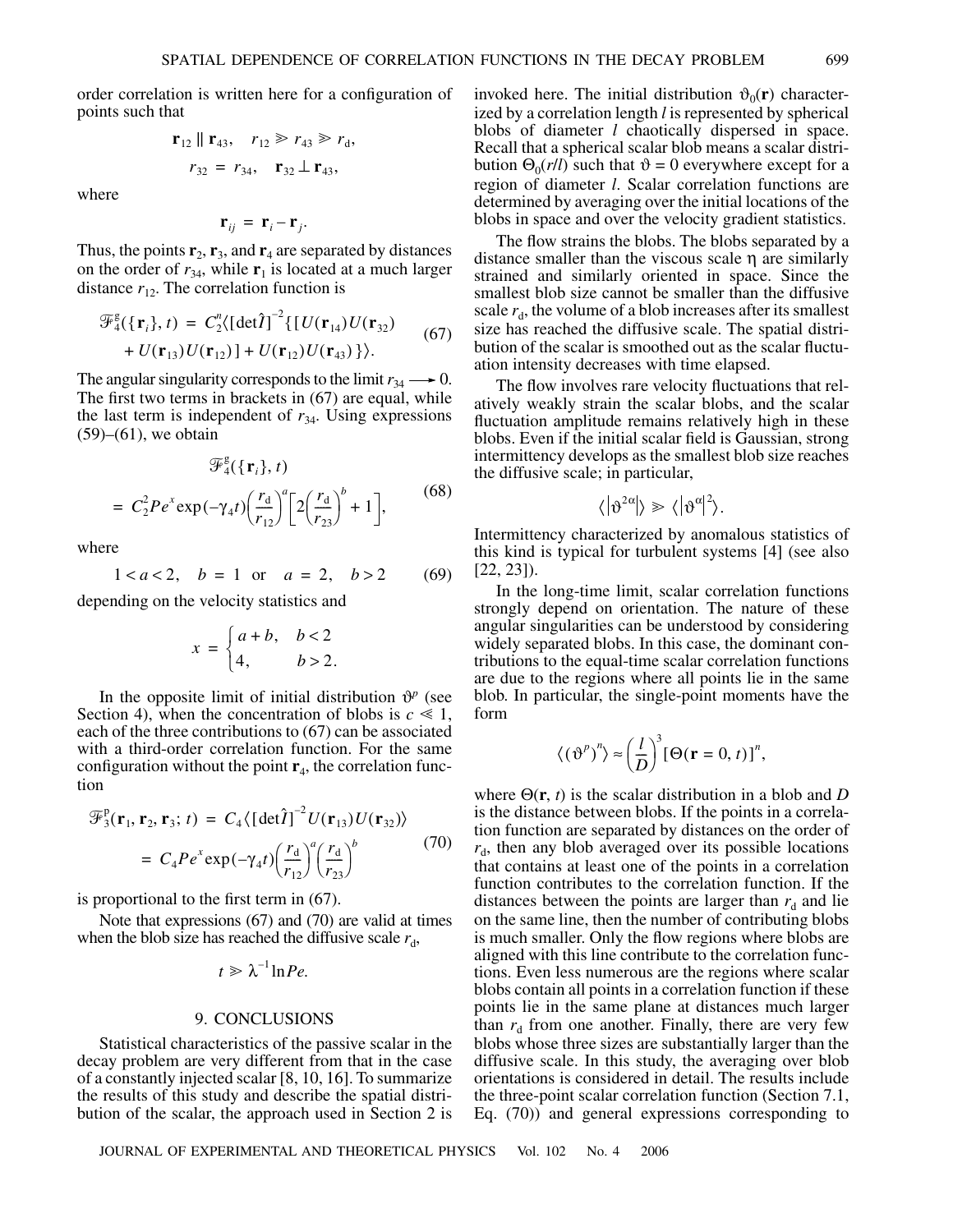order correlation is written here for a configuration of points such that

$$\mathbf{r}_{12} \parallel \mathbf{r}_{43}, \quad r_{12} \gg r_{43} \gg r_{\rm d},$$
$$r_{32} = r_{34}, \quad \mathbf{r}_{32} \perp \mathbf{r}_{43},$$

where

$$\mathbf{r}_{ij} = \mathbf{r}_i - \mathbf{r}_j.$$

Thus, the points $\mathbf{r}_2$, $\mathbf{r}_3$, and $\mathbf{r}_4$ are separated by distances on the order of $r_{34}$, while $\mathbf{r}_1$ is located at a much larger distance $r_{12}$. The correlation function is

$$\mathcal{F}_4^{\rm g}(\{\mathbf{r}_i\}, t) = C_2^n \langle [\det \hat{I}]^{-2} \{ [U(\mathbf{r}_{14})U(\mathbf{r}_{32}) + U(\mathbf{r}_{13})U(\mathbf{r}_{12})] + U(\mathbf{r}_{12})U(\mathbf{r}_{43}) \} \rangle. \tag{67}$$

The angular singularity corresponds to the limit $r_{34} \longrightarrow 0$. The first two terms in brackets in (67) are equal, while the last term is independent of $r_{34}$. Using expressions (59)–(61), we obtain

$$\mathcal{F}_4^{\rm g}(\{\mathbf{r}_i\}, t) = C_2^2 P e^x \exp(-\gamma_4 t) \left(\frac{r_{\rm d}}{r_{12}}\right)^a \left[2\left(\frac{r_{\rm d}}{r_{23}}\right)^b + 1\right], \tag{68}$$

where

$$1 < a < 2, \quad b = 1 \quad \text{or} \quad a = 2, \quad b > 2 \tag{69}$$

depending on the velocity statistics and

$$x = \begin{cases} a + b, & b < 2 \\ 4, & b > 2. \end{cases}$$

In the opposite limit of initial distribution $\vartheta^p$ (see Section 4), when the concentration of blobs is $c \ll 1$, each of the three contributions to (67) can be associated with a third-order correlation function. For the same configuration without the point $\mathbf{r}_4$, the correlation function

$$\mathcal{F}_3^{\rm p}(\mathbf{r}_1, \mathbf{r}_2, \mathbf{r}_3; t) = C_4 \langle [\det \hat{I}]^{-2} U(\mathbf{r}_{13}) U(\mathbf{r}_{32}) \rangle = C_4 P e^x \exp(-\gamma_4 t) \left(\frac{r_{\rm d}}{r_{12}}\right)^a \left(\frac{r_{\rm d}}{r_{23}}\right)^b \tag{70}$$

is proportional to the first term in (67).

Note that expressions (67) and (70) are valid at times when the blob size has reached the diffusive scale $r_{\rm d}$,

$$t \gg \lambda^{-1} \ln Pe.$$

## 9. CONCLUSIONS

Statistical characteristics of the passive scalar in the decay problem are very different from that in the case of a constantly injected scalar [8, 10, 16]. To summarize the results of this study and describe the spatial distribution of the scalar, the approach used in Section 2 is invoked here. The initial distribution $\vartheta_0(\mathbf{r})$ characterized by a correlation length $l$ is represented by spherical blobs of diameter $l$ chaotically dispersed in space. Recall that a spherical scalar blob means a scalar distribution $\Theta_0(r/l)$ such that $\vartheta = 0$ everywhere except for a region of diameter $l$. Scalar correlation functions are determined by averaging over the initial locations of the blobs in space and over the velocity gradient statistics.

The flow strains the blobs. The blobs separated by a distance smaller than the viscous scale $\eta$ are similarly strained and similarly oriented in space. Since the smallest blob size cannot be smaller than the diffusive scale $r_{\rm d}$, the volume of a blob increases after its smallest size has reached the diffusive scale. The spatial distribution of the scalar is smoothed out as the scalar fluctuation intensity decreases with time elapsed.

The flow involves rare velocity fluctuations that relatively weakly strain the scalar blobs, and the scalar fluctuation amplitude remains relatively high in these blobs. Even if the initial scalar field is Gaussian, strong intermittency develops as the smallest blob size reaches the diffusive scale; in particular,

$$\langle |\vartheta^{2\alpha}| \rangle \gg \langle |\vartheta^{\alpha}|^2 \rangle.$$

Intermittency characterized by anomalous statistics of this kind is typical for turbulent systems [4] (see also [22, 23]).

In the long-time limit, scalar correlation functions strongly depend on orientation. The nature of these angular singularities can be understood by considering widely separated blobs. In this case, the dominant contributions to the equal-time scalar correlation functions are due to the regions where all points lie in the same blob. In particular, the single-point moments have the form

$$\langle (\vartheta^p)^n \rangle \approx \left(\frac{l}{D}\right)^3 [\Theta(\mathbf{r} = 0, t)]^n,$$

where $\Theta(\mathbf{r}, t)$ is the scalar distribution in a blob and $D$ is the distance between blobs. If the points in a correlation function are separated by distances on the order of $r_{\rm d}$, then any blob averaged over its possible locations that contains at least one of the points in a correlation function contributes to the correlation function. If the distances between the points are larger than $r_{\rm d}$ and lie on the same line, then the number of contributing blobs is much smaller. Only the flow regions where blobs are aligned with this line contribute to the correlation functions. Even less numerous are the regions where scalar blobs contain all points in a correlation function if these points lie in the same plane at distances much larger than $r_{\rm d}$ from one another. Finally, there are very few blobs whose three sizes are substantially larger than the diffusive scale. In this study, the averaging over blob orientations is considered in detail. The results include the three-point scalar correlation function (Section 7.1, Eq. (70)) and general expressions corresponding to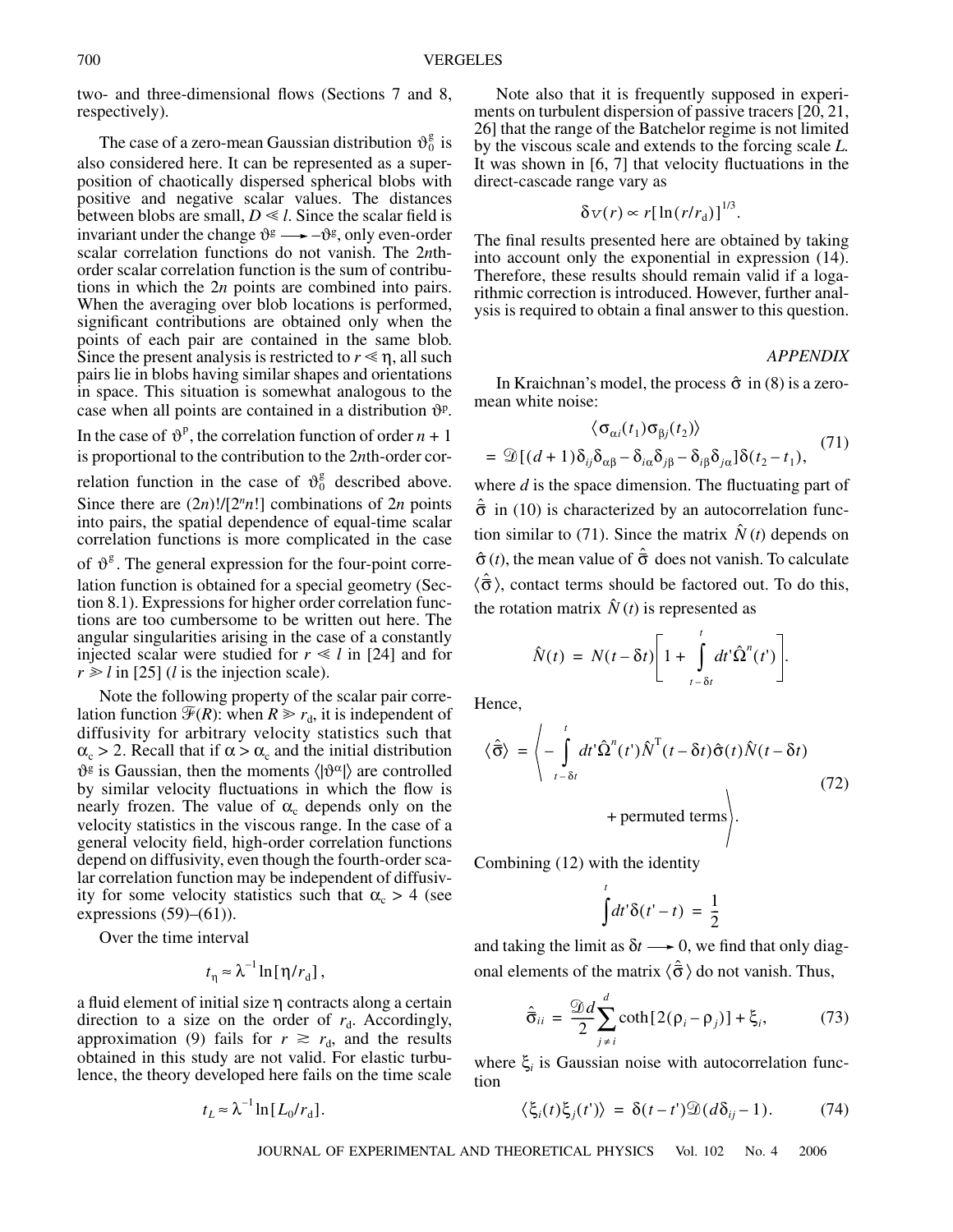two- and three-dimensional flows (Sections 7 and 8, respectively).

The case of a zero-mean Gaussian distribution $\vartheta_0^g$ is also considered here. It can be represented as a superposition of chaotically dispersed spherical blobs with positive and negative scalar values. The distances between blobs are small, $D \ll l$. Since the scalar field is invariant under the change $\vartheta^g \longrightarrow -\vartheta^g$, only even-order scalar correlation functions do not vanish. The 2$n$th-order scalar correlation function is the sum of contributions in which the 2$n$ points are combined into pairs. When the averaging over blob locations is performed, significant contributions are obtained only when the points of each pair are contained in the same blob. Since the present analysis is restricted to $r \ll \eta$, all such pairs lie in blobs having similar shapes and orientations in space. This situation is somewhat analogous to the case when all points are contained in a distribution $\vartheta^p$. In the case of $\vartheta^p$, the correlation function of order $n + 1$ is proportional to the contribution to the 2$n$th-order correlation function in the case of $\vartheta_0^g$ described above. Since there are $(2n)!/[2^n n!]$ combinations of $2n$ points into pairs, the spatial dependence of equal-time scalar correlation functions is more complicated in the case of $\vartheta^g$. The general expression for the four-point correlation function is obtained for a special geometry (Section 8.1). Expressions for higher order correlation functions are too cumbersome to be written out here. The angular singularities arising in the case of a constantly injected scalar were studied for $r \ll l$ in [24] and for $r \gg l$ in [25] ($l$ is the injection scale).

Note the following property of the scalar pair correlation function $\mathcal{F}(R)$: when $R \gg r_d$, it is independent of diffusivity for arbitrary velocity statistics such that $\alpha_c > 2$. Recall that if $\alpha > \alpha_c$ and the initial distribution $\vartheta^g$ is Gaussian, then the moments $\langle|\vartheta^\alpha|\rangle$ are controlled by similar velocity fluctuations in which the flow is nearly frozen. The value of $\alpha_c$ depends only on the velocity statistics in the viscous range. In the case of a general velocity field, high-order correlation functions depend on diffusivity, even though the fourth-order scalar correlation function may be independent of diffusivity for some velocity statistics such that $\alpha_c > 4$ (see expressions (59)–(61)).

Over the time interval

$$t_\eta \approx \lambda^{-1}\ln[\eta/r_d],$$

a fluid element of initial size $\eta$ contracts along a certain direction to a size on the order of $r_d$. Accordingly, approximation (9) fails for $r \gtrsim r_d$, and the results obtained in this study are not valid. For elastic turbulence, the theory developed here fails on the time scale

$$t_L \approx \lambda^{-1}\ln[L_0/r_d].$$

Note also that it is frequently supposed in experiments on turbulent dispersion of passive tracers [20, 21, 26] that the range of the Batchelor regime is not limited by the viscous scale and extends to the forcing scale $L$. It was shown in [6, 7] that velocity fluctuations in the direct-cascade range vary as

$$\delta v(r) \propto r[\ln(r/r_d)]^{1/3}.$$

The final results presented here are obtained by taking into account only the exponential in expression (14). Therefore, these results should remain valid if a logarithmic correction is introduced. However, further analysis is required to obtain a final answer to this question.

## APPENDIX

In Kraichnan's model, the process $\hat{\sigma}$ in (8) is a zero-mean white noise:

$$\langle\sigma_{\alpha i}(t_1)\sigma_{\beta j}(t_2)\rangle = \mathcal{D}[(d+1)\delta_{ij}\delta_{\alpha\beta} - \delta_{i\alpha}\delta_{j\beta} - \delta_{i\beta}\delta_{j\alpha}]\delta(t_2 - t_1), \tag{71}$$

where $d$ is the space dimension. The fluctuating part of $\hat{\tilde{\sigma}}$ in (10) is characterized by an autocorrelation function similar to (71). Since the matrix $\hat{N}(t)$ depends on $\hat{\sigma}(t)$, the mean value of $\hat{\tilde{\sigma}}$ does not vanish. To calculate $\langle\hat{\tilde{\sigma}}\rangle$, contact terms should be factored out. To do this, the rotation matrix $\hat{N}(t)$ is represented as

$$\hat{N}(t) = N(t-\delta t)\left[1 + \int_{t-\delta t}^{t} dt'\hat{\Omega}^n(t')\right].$$

Hence,

$$\langle\hat{\tilde{\sigma}}\rangle = \left\langle -\int_{t-\delta t}^{t} dt'\hat{\Omega}^n(t')\hat{N}^{\mathrm{T}}(t-\delta t)\hat{\sigma}(t)\hat{N}(t-\delta t) + \text{permuted terms}\right\rangle. \tag{72}$$

Combining (12) with the identity

$$\int^{t} dt'\delta(t'-t) = \frac{1}{2}$$

and taking the limit as $\delta t \longrightarrow 0$, we find that only diagonal elements of the matrix $\langle\hat{\tilde{\sigma}}\rangle$ do not vanish. Thus,

$$\hat{\tilde{\sigma}}_{ii} = \frac{\mathcal{D}d}{2}\sum_{j\neq i}^{d}\coth[2(\rho_i - \rho_j)] + \xi_i, \tag{73}$$

where $\xi_i$ is Gaussian noise with autocorrelation function

$$\langle\xi_i(t)\xi_j(t')\rangle = \delta(t-t')\mathcal{D}(d\delta_{ij} - 1). \tag{74}$$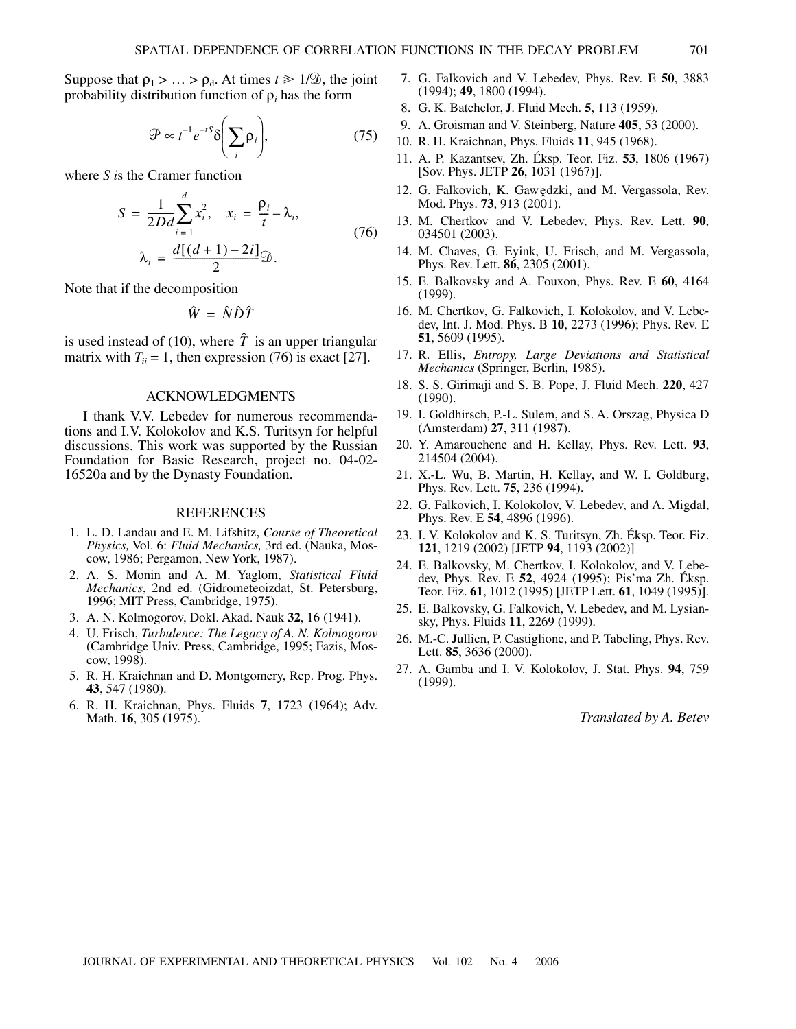Suppose that $\rho_1 > \ldots > \rho_d$. At times $t \gg 1/\mathcal{D}$, the joint probability distribution function of $\rho_i$ has the form

$$\mathcal{P} \propto t^{-1} e^{-tS} \delta\left(\sum_i \rho_i\right), \tag{75}$$

where $S$ is the Cramer function

$$S = \frac{1}{2Dd}\sum_{i=1}^{d} x_i^2, \quad x_i = \frac{\rho_i}{t} - \lambda_i,$$
$$\lambda_i = \frac{d[(d+1)-2i]}{2}\mathcal{D}. \tag{76}$$

Note that if the decomposition

$$\hat{W} = \hat{N}\hat{D}\hat{T}$$

is used instead of (10), where $\hat{T}$ is an upper triangular matrix with $T_{ii} = 1$, then expression (76) is exact [27].

## ACKNOWLEDGMENTS

I thank V.V. Lebedev for numerous recommendations and I.V. Kolokolov and K.S. Turitsyn for helpful discussions. This work was supported by the Russian Foundation for Basic Research, project no. 04-02-16520a and by the Dynasty Foundation.

## REFERENCES

1. L. D. Landau and E. M. Lifshitz, *Course of Theoretical Physics,* Vol. 6: *Fluid Mechanics,* 3rd ed. (Nauka, Moscow, 1986; Pergamon, New York, 1987).
2. A. S. Monin and A. M. Yaglom, *Statistical Fluid Mechanics*, 2nd ed. (Gidrometeoizdat, St. Petersburg, 1996; MIT Press, Cambridge, 1975).
3. A. N. Kolmogorov, Dokl. Akad. Nauk **32**, 16 (1941).
4. U. Frisch, *Turbulence: The Legacy of A. N. Kolmogorov* (Cambridge Univ. Press, Cambridge, 1995; Fazis, Moscow, 1998).
5. R. H. Kraichnan and D. Montgomery, Rep. Prog. Phys. **43**, 547 (1980).
6. R. H. Kraichnan, Phys. Fluids **7**, 1723 (1964); Adv. Math. **16**, 305 (1975).
7. G. Falkovich and V. Lebedev, Phys. Rev. E **50**, 3883 (1994); **49**, 1800 (1994).
8. G. K. Batchelor, J. Fluid Mech. **5**, 113 (1959).
9. A. Groisman and V. Steinberg, Nature **405**, 53 (2000).
10. R. H. Kraichnan, Phys. Fluids **11**, 945 (1968).
11. A. P. Kazantsev, Zh. Éksp. Teor. Fiz. **53**, 1806 (1967) [Sov. Phys. JETP **26**, 1031 (1967)].
12. G. Falkovich, K. Gawędzki, and M. Vergassola, Rev. Mod. Phys. **73**, 913 (2001).
13. M. Chertkov and V. Lebedev, Phys. Rev. Lett. **90**, 034501 (2003).
14. M. Chaves, G. Eyink, U. Frisch, and M. Vergassola, Phys. Rev. Lett. **86**, 2305 (2001).
15. E. Balkovsky and A. Fouxon, Phys. Rev. E **60**, 4164 (1999).
16. M. Chertkov, G. Falkovich, I. Kolokolov, and V. Lebedev, Int. J. Mod. Phys. B **10**, 2273 (1996); Phys. Rev. E **51**, 5609 (1995).
17. R. Ellis, *Entropy, Large Deviations and Statistical Mechanics* (Springer, Berlin, 1985).
18. S. S. Girimaji and S. B. Pope, J. Fluid Mech. **220**, 427 (1990).
19. I. Goldhirsch, P.-L. Sulem, and S. A. Orszag, Physica D (Amsterdam) **27**, 311 (1987).
20. Y. Amarouchene and H. Kellay, Phys. Rev. Lett. **93**, 214504 (2004).
21. X.-L. Wu, B. Martin, H. Kellay, and W. I. Goldburg, Phys. Rev. Lett. **75**, 236 (1994).
22. G. Falkovich, I. Kolokolov, V. Lebedev, and A. Migdal, Phys. Rev. E **54**, 4896 (1996).
23. I. V. Kolokolov and K. S. Turitsyn, Zh. Éksp. Teor. Fiz. **121**, 1219 (2002) [JETP **94**, 1193 (2002)]
24. E. Balkovsky, M. Chertkov, I. Kolokolov, and V. Lebedev, Phys. Rev. E **52**, 4924 (1995); Pis'ma Zh. Éksp. Teor. Fiz. **61**, 1012 (1995) [JETP Lett. **61**, 1049 (1995)].
25. E. Balkovsky, G. Falkovich, V. Lebedev, and M. Lysiansky, Phys. Fluids **11**, 2269 (1999).
26. M.-C. Jullien, P. Castiglione, and P. Tabeling, Phys. Rev. Lett. **85**, 3636 (2000).
27. A. Gamba and I. V. Kolokolov, J. Stat. Phys. **94**, 759 (1999).

*Translated by A. Betev*